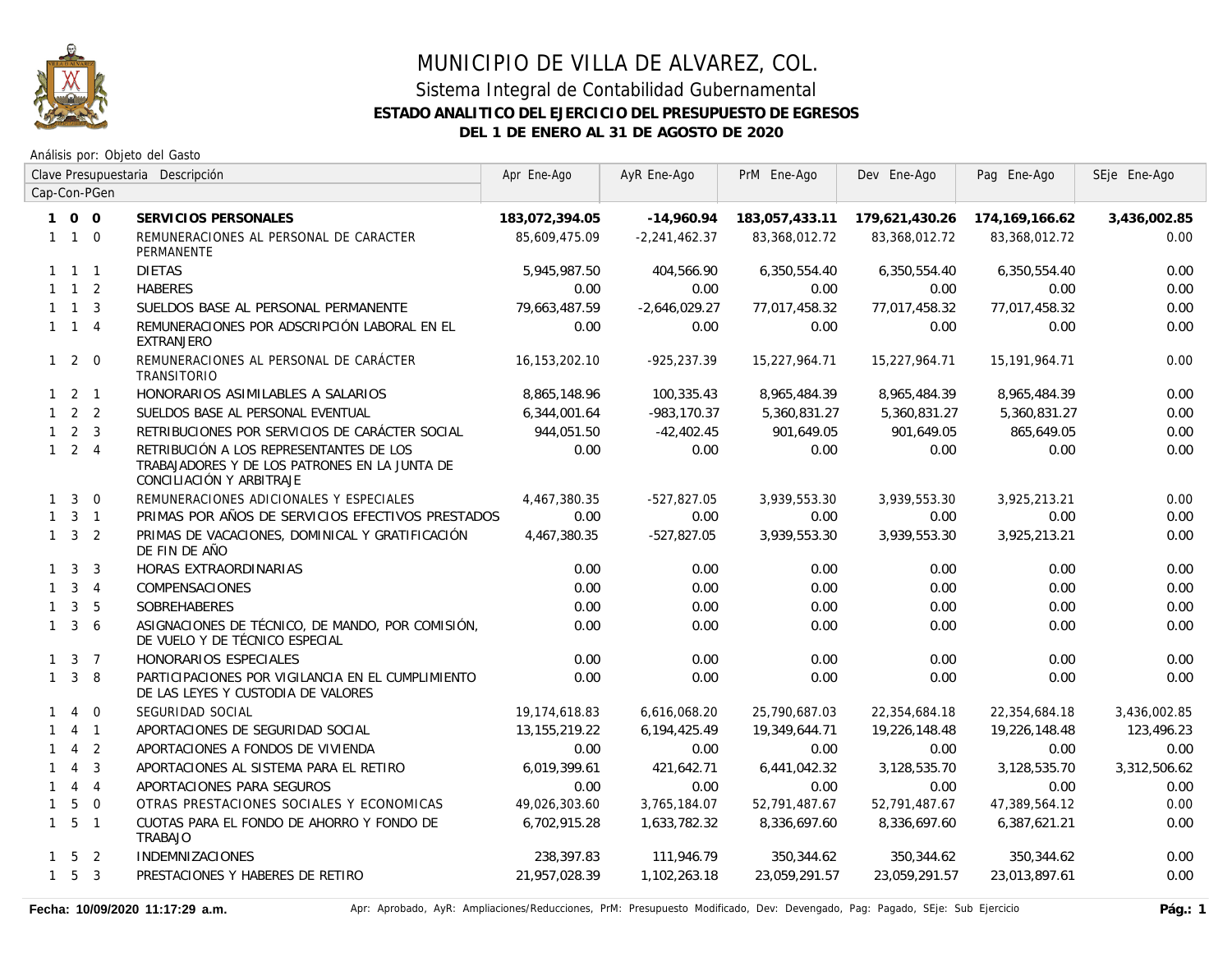# MUNICIPIO DE VILLA DE ALVAREZ, COL.

## Sistema Integral de Contabilidad Gubernamental

### ESTADO ANALITICO DEL EJERCICIO DEL PRESUPUESTO DE EGRESOS

### DEL 1 DE ENERO AL 31 DE AGOSTO DE 2020

Análisis por: Objeto del Gasto

| Clave Presupuestaria Cap-Con-PGen | Descripción | Apr Ene-Ago | AyR Ene-Ago | PrM Ene-Ago | Dev Ene-Ago | Pag Ene-Ago | SEje Ene-Ago |
|---|---|---|---|---|---|---|---|
| **1 0 0** | **SERVICIOS PERSONALES** | **183,072,394.05** | **-14,960.94** | **183,057,433.11** | **179,621,430.26** | **174,169,166.62** | **3,436,002.85** |
| 1 1 0 | REMUNERACIONES AL PERSONAL DE CARACTER PERMANENTE | 85,609,475.09 | -2,241,462.37 | 83,368,012.72 | 83,368,012.72 | 83,368,012.72 | 0.00 |
| 1 1 1 | DIETAS | 5,945,987.50 | 404,566.90 | 6,350,554.40 | 6,350,554.40 | 6,350,554.40 | 0.00 |
| 1 1 2 | HABERES | 0.00 | 0.00 | 0.00 | 0.00 | 0.00 | 0.00 |
| 1 1 3 | SUELDOS BASE AL PERSONAL PERMANENTE | 79,663,487.59 | -2,646,029.27 | 77,017,458.32 | 77,017,458.32 | 77,017,458.32 | 0.00 |
| 1 1 4 | REMUNERACIONES POR ADSCRIPCIÓN LABORAL EN EL EXTRANJERO | 0.00 | 0.00 | 0.00 | 0.00 | 0.00 | 0.00 |
| 1 2 0 | REMUNERACIONES AL PERSONAL DE CARÁCTER TRANSITORIO | 16,153,202.10 | -925,237.39 | 15,227,964.71 | 15,227,964.71 | 15,191,964.71 | 0.00 |
| 1 2 1 | HONORARIOS ASIMILABLES A SALARIOS | 8,865,148.96 | 100,335.43 | 8,965,484.39 | 8,965,484.39 | 8,965,484.39 | 0.00 |
| 1 2 2 | SUELDOS BASE AL PERSONAL EVENTUAL | 6,344,001.64 | -983,170.37 | 5,360,831.27 | 5,360,831.27 | 5,360,831.27 | 0.00 |
| 1 2 3 | RETRIBUCIONES POR SERVICIOS DE CARÁCTER SOCIAL | 944,051.50 | -42,402.45 | 901,649.05 | 901,649.05 | 865,649.05 | 0.00 |
| 1 2 4 | RETRIBUCIÓN A LOS REPRESENTANTES DE LOS TRABAJADORES Y DE LOS PATRONES EN LA JUNTA DE CONCILIACIÓN Y ARBITRAJE | 0.00 | 0.00 | 0.00 | 0.00 | 0.00 | 0.00 |
| 1 3 0 | REMUNERACIONES ADICIONALES Y ESPECIALES | 4,467,380.35 | -527,827.05 | 3,939,553.30 | 3,939,553.30 | 3,925,213.21 | 0.00 |
| 1 3 1 | PRIMAS POR AÑOS DE SERVICIOS EFECTIVOS PRESTADOS | 0.00 | 0.00 | 0.00 | 0.00 | 0.00 | 0.00 |
| 1 3 2 | PRIMAS DE VACACIONES, DOMINICAL Y GRATIFICACIÓN DE FIN DE AÑO | 4,467,380.35 | -527,827.05 | 3,939,553.30 | 3,939,553.30 | 3,925,213.21 | 0.00 |
| 1 3 3 | HORAS EXTRAORDINARIAS | 0.00 | 0.00 | 0.00 | 0.00 | 0.00 | 0.00 |
| 1 3 4 | COMPENSACIONES | 0.00 | 0.00 | 0.00 | 0.00 | 0.00 | 0.00 |
| 1 3 5 | SOBREHABERES | 0.00 | 0.00 | 0.00 | 0.00 | 0.00 | 0.00 |
| 1 3 6 | ASIGNACIONES DE TÉCNICO, DE MANDO, POR COMISIÓN, DE VUELO Y DE TÉCNICO ESPECIAL | 0.00 | 0.00 | 0.00 | 0.00 | 0.00 | 0.00 |
| 1 3 7 | HONORARIOS ESPECIALES | 0.00 | 0.00 | 0.00 | 0.00 | 0.00 | 0.00 |
| 1 3 8 | PARTICIPACIONES POR VIGILANCIA EN EL CUMPLIMIENTO DE LAS LEYES Y CUSTODIA DE VALORES | 0.00 | 0.00 | 0.00 | 0.00 | 0.00 | 0.00 |
| 1 4 0 | SEGURIDAD SOCIAL | 19,174,618.83 | 6,616,068.20 | 25,790,687.03 | 22,354,684.18 | 22,354,684.18 | 3,436,002.85 |
| 1 4 1 | APORTACIONES DE SEGURIDAD SOCIAL | 13,155,219.22 | 6,194,425.49 | 19,349,644.71 | 19,226,148.48 | 19,226,148.48 | 123,496.23 |
| 1 4 2 | APORTACIONES A FONDOS DE VIVIENDA | 0.00 | 0.00 | 0.00 | 0.00 | 0.00 | 0.00 |
| 1 4 3 | APORTACIONES AL SISTEMA PARA EL RETIRO | 6,019,399.61 | 421,642.71 | 6,441,042.32 | 3,128,535.70 | 3,128,535.70 | 3,312,506.62 |
| 1 4 4 | APORTACIONES PARA SEGUROS | 0.00 | 0.00 | 0.00 | 0.00 | 0.00 | 0.00 |
| 1 5 0 | OTRAS PRESTACIONES SOCIALES Y ECONOMICAS | 49,026,303.60 | 3,765,184.07 | 52,791,487.67 | 52,791,487.67 | 47,389,564.12 | 0.00 |
| 1 5 1 | CUOTAS PARA EL FONDO DE AHORRO Y FONDO DE TRABAJO | 6,702,915.28 | 1,633,782.32 | 8,336,697.60 | 8,336,697.60 | 6,387,621.21 | 0.00 |
| 1 5 2 | INDEMNIZACIONES | 238,397.83 | 111,946.79 | 350,344.62 | 350,344.62 | 350,344.62 | 0.00 |
| 1 5 3 | PRESTACIONES Y HABERES DE RETIRO | 21,957,028.39 | 1,102,263.18 | 23,059,291.57 | 23,059,291.57 | 23,013,897.61 | 0.00 |

Fecha: 10/09/2020 11:17:29 a.m.

Apr: Aprobado, AyR: Ampliaciones/Reducciones, PrM: Presupuesto Modificado, Dev: Devengado, Pag: Pagado, SEje: Sub Ejercicio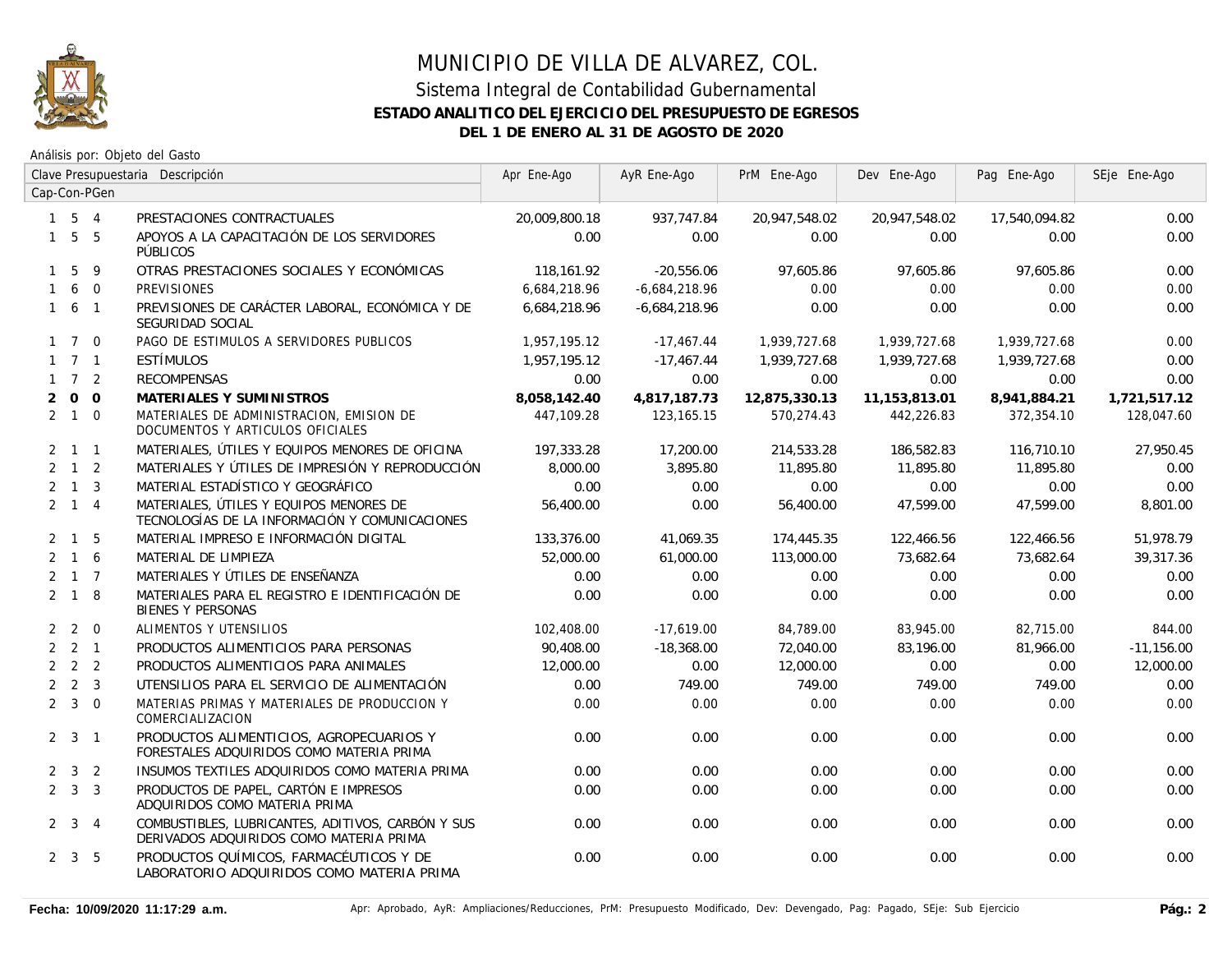# MUNICIPIO DE VILLA DE ALVAREZ, COL.

## Sistema Integral de Contabilidad Gubernamental

### ESTADO ANALITICO DEL EJERCICIO DEL PRESUPUESTO DE EGRESOS

### DEL 1 DE ENERO AL 31 DE AGOSTO DE 2020

Análisis por: Objeto del Gasto

| Clave Presupuestaria Cap-Con-PGen | Descripción | Apr Ene-Ago | AyR Ene-Ago | PrM Ene-Ago | Dev Ene-Ago | Pag Ene-Ago | SEje Ene-Ago |
|---|---|---|---|---|---|---|---|
| 1 5 4 | PRESTACIONES CONTRACTUALES | 20,009,800.18 | 937,747.84 | 20,947,548.02 | 20,947,548.02 | 17,540,094.82 | 0.00 |
| 1 5 5 | APOYOS A LA CAPACITACIÓN DE LOS SERVIDORES PÚBLICOS | 0.00 | 0.00 | 0.00 | 0.00 | 0.00 | 0.00 |
| 1 5 9 | OTRAS PRESTACIONES SOCIALES Y ECONÓMICAS | 118,161.92 | -20,556.06 | 97,605.86 | 97,605.86 | 97,605.86 | 0.00 |
| 1 6 0 | PREVISIONES | 6,684,218.96 | -6,684,218.96 | 0.00 | 0.00 | 0.00 | 0.00 |
| 1 6 1 | PREVISIONES DE CARÁCTER LABORAL, ECONÓMICA Y DE SEGURIDAD SOCIAL | 6,684,218.96 | -6,684,218.96 | 0.00 | 0.00 | 0.00 | 0.00 |
| 1 7 0 | PAGO DE ESTIMULOS A SERVIDORES PUBLICOS | 1,957,195.12 | -17,467.44 | 1,939,727.68 | 1,939,727.68 | 1,939,727.68 | 0.00 |
| 1 7 1 | ESTÍMULOS | 1,957,195.12 | -17,467.44 | 1,939,727.68 | 1,939,727.68 | 1,939,727.68 | 0.00 |
| 1 7 2 | RECOMPENSAS | 0.00 | 0.00 | 0.00 | 0.00 | 0.00 | 0.00 |
| **2 0 0** | **MATERIALES Y SUMINISTROS** | **8,058,142.40** | **4,817,187.73** | **12,875,330.13** | **11,153,813.01** | **8,941,884.21** | **1,721,517.12** |
| 2 1 0 | MATERIALES DE ADMINISTRACION, EMISION DE DOCUMENTOS Y ARTICULOS OFICIALES | 447,109.28 | 123,165.15 | 570,274.43 | 442,226.83 | 372,354.10 | 128,047.60 |
| 2 1 1 | MATERIALES, ÚTILES Y EQUIPOS MENORES DE OFICINA | 197,333.28 | 17,200.00 | 214,533.28 | 186,582.83 | 116,710.10 | 27,950.45 |
| 2 1 2 | MATERIALES Y ÚTILES DE IMPRESIÓN Y REPRODUCCIÓN | 8,000.00 | 3,895.80 | 11,895.80 | 11,895.80 | 11,895.80 | 0.00 |
| 2 1 3 | MATERIAL ESTADÍSTICO Y GEOGRÁFICO | 0.00 | 0.00 | 0.00 | 0.00 | 0.00 | 0.00 |
| 2 1 4 | MATERIALES, ÚTILES Y EQUIPOS MENORES DE TECNOLOGÍAS DE LA INFORMACIÓN Y COMUNICACIONES | 56,400.00 | 0.00 | 56,400.00 | 47,599.00 | 47,599.00 | 8,801.00 |
| 2 1 5 | MATERIAL IMPRESO E INFORMACIÓN DIGITAL | 133,376.00 | 41,069.35 | 174,445.35 | 122,466.56 | 122,466.56 | 51,978.79 |
| 2 1 6 | MATERIAL DE LIMPIEZA | 52,000.00 | 61,000.00 | 113,000.00 | 73,682.64 | 73,682.64 | 39,317.36 |
| 2 1 7 | MATERIALES Y ÚTILES DE ENSEÑANZA | 0.00 | 0.00 | 0.00 | 0.00 | 0.00 | 0.00 |
| 2 1 8 | MATERIALES PARA EL REGISTRO E IDENTIFICACIÓN DE BIENES Y PERSONAS | 0.00 | 0.00 | 0.00 | 0.00 | 0.00 | 0.00 |
| 2 2 0 | ALIMENTOS Y UTENSILIOS | 102,408.00 | -17,619.00 | 84,789.00 | 83,945.00 | 82,715.00 | 844.00 |
| 2 2 1 | PRODUCTOS ALIMENTICIOS PARA PERSONAS | 90,408.00 | -18,368.00 | 72,040.00 | 83,196.00 | 81,966.00 | -11,156.00 |
| 2 2 2 | PRODUCTOS ALIMENTICIOS PARA ANIMALES | 12,000.00 | 0.00 | 12,000.00 | 0.00 | 0.00 | 12,000.00 |
| 2 2 3 | UTENSILIOS PARA EL SERVICIO DE ALIMENTACIÓN | 0.00 | 749.00 | 749.00 | 749.00 | 749.00 | 0.00 |
| 2 3 0 | MATERIAS PRIMAS Y MATERIALES DE PRODUCCION Y COMERCIALIZACION | 0.00 | 0.00 | 0.00 | 0.00 | 0.00 | 0.00 |
| 2 3 1 | PRODUCTOS ALIMENTICIOS, AGROPECUARIOS Y FORESTALES ADQUIRIDOS COMO MATERIA PRIMA | 0.00 | 0.00 | 0.00 | 0.00 | 0.00 | 0.00 |
| 2 3 2 | INSUMOS TEXTILES ADQUIRIDOS COMO MATERIA PRIMA | 0.00 | 0.00 | 0.00 | 0.00 | 0.00 | 0.00 |
| 2 3 3 | PRODUCTOS DE PAPEL, CARTÓN E IMPRESOS ADQUIRIDOS COMO MATERIA PRIMA | 0.00 | 0.00 | 0.00 | 0.00 | 0.00 | 0.00 |
| 2 3 4 | COMBUSTIBLES, LUBRICANTES, ADITIVOS, CARBÓN Y SUS DERIVADOS ADQUIRIDOS COMO MATERIA PRIMA | 0.00 | 0.00 | 0.00 | 0.00 | 0.00 | 0.00 |
| 2 3 5 | PRODUCTOS QUÍMICOS, FARMACÉUTICOS Y DE LABORATORIO ADQUIRIDOS COMO MATERIA PRIMA | 0.00 | 0.00 | 0.00 | 0.00 | 0.00 | 0.00 |

Fecha: 10/09/2020 11:17:29 a.m.

Apr: Aprobado, AyR: Ampliaciones/Reducciones, PrM: Presupuesto Modificado, Dev: Devengado, Pag: Pagado, SEje: Sub Ejercicio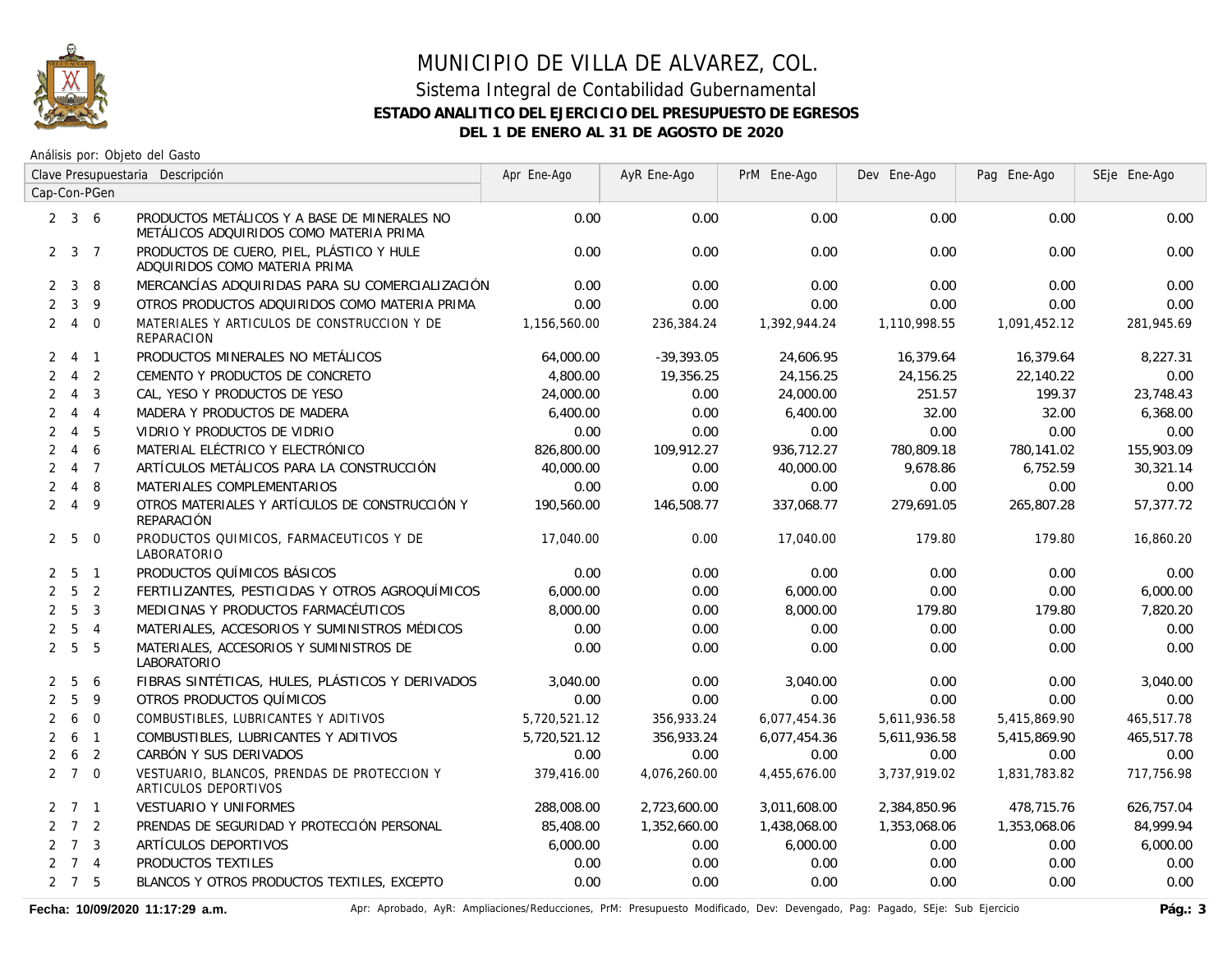# MUNICIPIO DE VILLA DE ALVAREZ, COL.

## Sistema Integral de Contabilidad Gubernamental

### ESTADO ANALITICO DEL EJERCICIO DEL PRESUPUESTO DE EGRESOS

### DEL 1 DE ENERO AL 31 DE AGOSTO DE 2020

Análisis por: Objeto del Gasto

| Clave Presupuestaria Cap-Con-PGen | Descripción | Apr Ene-Ago | AyR Ene-Ago | PrM Ene-Ago | Dev Ene-Ago | Pag Ene-Ago | SEje Ene-Ago |
|---|---|---|---|---|---|---|---|
| 2 3 6 | PRODUCTOS METÁLICOS Y A BASE DE MINERALES NO METÁLICOS ADQUIRIDOS COMO MATERIA PRIMA | 0.00 | 0.00 | 0.00 | 0.00 | 0.00 | 0.00 |
| 2 3 7 | PRODUCTOS DE CUERO, PIEL, PLÁSTICO Y HULE ADQUIRIDOS COMO MATERIA PRIMA | 0.00 | 0.00 | 0.00 | 0.00 | 0.00 | 0.00 |
| 2 3 8 | MERCANCÍAS ADQUIRIDAS PARA SU COMERCIALIZACIÓN | 0.00 | 0.00 | 0.00 | 0.00 | 0.00 | 0.00 |
| 2 3 9 | OTROS PRODUCTOS ADQUIRIDOS COMO MATERIA PRIMA | 0.00 | 0.00 | 0.00 | 0.00 | 0.00 | 0.00 |
| 2 4 0 | MATERIALES Y ARTICULOS DE CONSTRUCCION Y DE REPARACION | 1,156,560.00 | 236,384.24 | 1,392,944.24 | 1,110,998.55 | 1,091,452.12 | 281,945.69 |
| 2 4 1 | PRODUCTOS MINERALES NO METÁLICOS | 64,000.00 | -39,393.05 | 24,606.95 | 16,379.64 | 16,379.64 | 8,227.31 |
| 2 4 2 | CEMENTO Y PRODUCTOS DE CONCRETO | 4,800.00 | 19,356.25 | 24,156.25 | 24,156.25 | 22,140.22 | 0.00 |
| 2 4 3 | CAL, YESO Y PRODUCTOS DE YESO | 24,000.00 | 0.00 | 24,000.00 | 251.57 | 199.37 | 23,748.43 |
| 2 4 4 | MADERA Y PRODUCTOS DE MADERA | 6,400.00 | 0.00 | 6,400.00 | 32.00 | 32.00 | 6,368.00 |
| 2 4 5 | VIDRIO Y PRODUCTOS DE VIDRIO | 0.00 | 0.00 | 0.00 | 0.00 | 0.00 | 0.00 |
| 2 4 6 | MATERIAL ELÉCTRICO Y ELECTRÓNICO | 826,800.00 | 109,912.27 | 936,712.27 | 780,809.18 | 780,141.02 | 155,903.09 |
| 2 4 7 | ARTÍCULOS METÁLICOS PARA LA CONSTRUCCIÓN | 40,000.00 | 0.00 | 40,000.00 | 9,678.86 | 6,752.59 | 30,321.14 |
| 2 4 8 | MATERIALES COMPLEMENTARIOS | 0.00 | 0.00 | 0.00 | 0.00 | 0.00 | 0.00 |
| 2 4 9 | OTROS MATERIALES Y ARTÍCULOS DE CONSTRUCCIÓN Y REPARACIÓN | 190,560.00 | 146,508.77 | 337,068.77 | 279,691.05 | 265,807.28 | 57,377.72 |
| 2 5 0 | PRODUCTOS QUIMICOS, FARMACEUTICOS Y DE LABORATORIO | 17,040.00 | 0.00 | 17,040.00 | 179.80 | 179.80 | 16,860.20 |
| 2 5 1 | PRODUCTOS QUÍMICOS BÁSICOS | 0.00 | 0.00 | 0.00 | 0.00 | 0.00 | 0.00 |
| 2 5 2 | FERTILIZANTES, PESTICIDAS Y OTROS AGROQUÍMICOS | 6,000.00 | 0.00 | 6,000.00 | 0.00 | 0.00 | 6,000.00 |
| 2 5 3 | MEDICINAS Y PRODUCTOS FARMACÉUTICOS | 8,000.00 | 0.00 | 8,000.00 | 179.80 | 179.80 | 7,820.20 |
| 2 5 4 | MATERIALES, ACCESORIOS Y SUMINISTROS MÉDICOS | 0.00 | 0.00 | 0.00 | 0.00 | 0.00 | 0.00 |
| 2 5 5 | MATERIALES, ACCESORIOS Y SUMINISTROS DE LABORATORIO | 0.00 | 0.00 | 0.00 | 0.00 | 0.00 | 0.00 |
| 2 5 6 | FIBRAS SINTÉTICAS, HULES, PLÁSTICOS Y DERIVADOS | 3,040.00 | 0.00 | 3,040.00 | 0.00 | 0.00 | 3,040.00 |
| 2 5 9 | OTROS PRODUCTOS QUÍMICOS | 0.00 | 0.00 | 0.00 | 0.00 | 0.00 | 0.00 |
| 2 6 0 | COMBUSTIBLES, LUBRICANTES Y ADITIVOS | 5,720,521.12 | 356,933.24 | 6,077,454.36 | 5,611,936.58 | 5,415,869.90 | 465,517.78 |
| 2 6 1 | COMBUSTIBLES, LUBRICANTES Y ADITIVOS | 5,720,521.12 | 356,933.24 | 6,077,454.36 | 5,611,936.58 | 5,415,869.90 | 465,517.78 |
| 2 6 2 | CARBÓN Y SUS DERIVADOS | 0.00 | 0.00 | 0.00 | 0.00 | 0.00 | 0.00 |
| 2 7 0 | VESTUARIO, BLANCOS, PRENDAS DE PROTECCION Y ARTICULOS DEPORTIVOS | 379,416.00 | 4,076,260.00 | 4,455,676.00 | 3,737,919.02 | 1,831,783.82 | 717,756.98 |
| 2 7 1 | VESTUARIO Y UNIFORMES | 288,008.00 | 2,723,600.00 | 3,011,608.00 | 2,384,850.96 | 478,715.76 | 626,757.04 |
| 2 7 2 | PRENDAS DE SEGURIDAD Y PROTECCIÓN PERSONAL | 85,408.00 | 1,352,660.00 | 1,438,068.00 | 1,353,068.06 | 1,353,068.06 | 84,999.94 |
| 2 7 3 | ARTÍCULOS DEPORTIVOS | 6,000.00 | 0.00 | 6,000.00 | 0.00 | 0.00 | 6,000.00 |
| 2 7 4 | PRODUCTOS TEXTILES | 0.00 | 0.00 | 0.00 | 0.00 | 0.00 | 0.00 |
| 2 7 5 | BLANCOS Y OTROS PRODUCTOS TEXTILES, EXCEPTO | 0.00 | 0.00 | 0.00 | 0.00 | 0.00 | 0.00 |

**Fecha: 10/09/2020 11:17:29 a.m.**

Apr: Aprobado, AyR: Ampliaciones/Reducciones, PrM: Presupuesto Modificado, Dev: Devengado, Pag: Pagado, SEje: Sub Ejercicio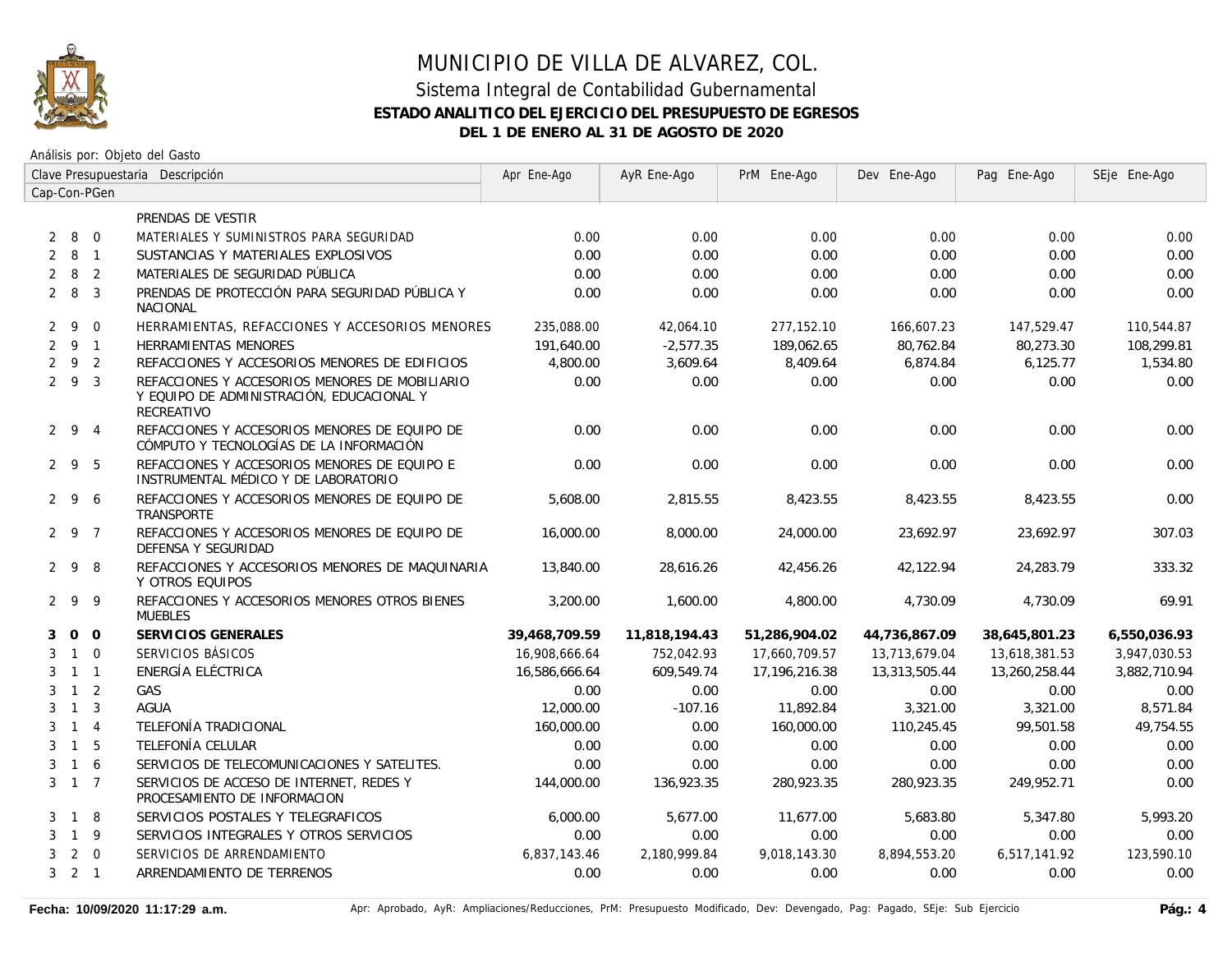# MUNICIPIO DE VILLA DE ALVAREZ, COL.

## Sistema Integral de Contabilidad Gubernamental

### ESTADO ANALITICO DEL EJERCICIO DEL PRESUPUESTO DE EGRESOS

### DEL 1 DE ENERO AL 31 DE AGOSTO DE 2020

Análisis por: Objeto del Gasto

| Clave Presupuestaria Cap-Con-PGen | Descripción | Apr Ene-Ago | AyR Ene-Ago | PrM Ene-Ago | Dev Ene-Ago | Pag Ene-Ago | SEje Ene-Ago |
|---|---|---|---|---|---|---|---|
| | PRENDAS DE VESTIR | | | | | | |
| 2 8 0 | MATERIALES Y SUMINISTROS PARA SEGURIDAD | 0.00 | 0.00 | 0.00 | 0.00 | 0.00 | 0.00 |
| 2 8 1 | SUSTANCIAS Y MATERIALES EXPLOSIVOS | 0.00 | 0.00 | 0.00 | 0.00 | 0.00 | 0.00 |
| 2 8 2 | MATERIALES DE SEGURIDAD PÚBLICA | 0.00 | 0.00 | 0.00 | 0.00 | 0.00 | 0.00 |
| 2 8 3 | PRENDAS DE PROTECCIÓN PARA SEGURIDAD PÚBLICA Y NACIONAL | 0.00 | 0.00 | 0.00 | 0.00 | 0.00 | 0.00 |
| 2 9 0 | HERRAMIENTAS, REFACCIONES Y ACCESORIOS MENORES | 235,088.00 | 42,064.10 | 277,152.10 | 166,607.23 | 147,529.47 | 110,544.87 |
| 2 9 1 | HERRAMIENTAS MENORES | 191,640.00 | -2,577.35 | 189,062.65 | 80,762.84 | 80,273.30 | 108,299.81 |
| 2 9 2 | REFACCIONES Y ACCESORIOS MENORES DE EDIFICIOS | 4,800.00 | 3,609.64 | 8,409.64 | 6,874.84 | 6,125.77 | 1,534.80 |
| 2 9 3 | REFACCIONES Y ACCESORIOS MENORES DE MOBILIARIO Y EQUIPO DE ADMINISTRACIÓN, EDUCACIONAL Y RECREATIVO | 0.00 | 0.00 | 0.00 | 0.00 | 0.00 | 0.00 |
| 2 9 4 | REFACCIONES Y ACCESORIOS MENORES DE EQUIPO DE CÓMPUTO Y TECNOLOGÍAS DE LA INFORMACIÓN | 0.00 | 0.00 | 0.00 | 0.00 | 0.00 | 0.00 |
| 2 9 5 | REFACCIONES Y ACCESORIOS MENORES DE EQUIPO E INSTRUMENTAL MÉDICO Y DE LABORATORIO | 0.00 | 0.00 | 0.00 | 0.00 | 0.00 | 0.00 |
| 2 9 6 | REFACCIONES Y ACCESORIOS MENORES DE EQUIPO DE TRANSPORTE | 5,608.00 | 2,815.55 | 8,423.55 | 8,423.55 | 8,423.55 | 0.00 |
| 2 9 7 | REFACCIONES Y ACCESORIOS MENORES DE EQUIPO DE DEFENSA Y SEGURIDAD | 16,000.00 | 8,000.00 | 24,000.00 | 23,692.97 | 23,692.97 | 307.03 |
| 2 9 8 | REFACCIONES Y ACCESORIOS MENORES DE MAQUINARIA Y OTROS EQUIPOS | 13,840.00 | 28,616.26 | 42,456.26 | 42,122.94 | 24,283.79 | 333.32 |
| 2 9 9 | REFACCIONES Y ACCESORIOS MENORES OTROS BIENES MUEBLES | 3,200.00 | 1,600.00 | 4,800.00 | 4,730.09 | 4,730.09 | 69.91 |
| **3 0 0** | **SERVICIOS GENERALES** | **39,468,709.59** | **11,818,194.43** | **51,286,904.02** | **44,736,867.09** | **38,645,801.23** | **6,550,036.93** |
| 3 1 0 | SERVICIOS BÁSICOS | 16,908,666.64 | 752,042.93 | 17,660,709.57 | 13,713,679.04 | 13,618,381.53 | 3,947,030.53 |
| 3 1 1 | ENERGÍA ELÉCTRICA | 16,586,666.64 | 609,549.74 | 17,196,216.38 | 13,313,505.44 | 13,260,258.44 | 3,882,710.94 |
| 3 1 2 | GAS | 0.00 | 0.00 | 0.00 | 0.00 | 0.00 | 0.00 |
| 3 1 3 | AGUA | 12,000.00 | -107.16 | 11,892.84 | 3,321.00 | 3,321.00 | 8,571.84 |
| 3 1 4 | TELEFONÍA TRADICIONAL | 160,000.00 | 0.00 | 160,000.00 | 110,245.45 | 99,501.58 | 49,754.55 |
| 3 1 5 | TELEFONÍA CELULAR | 0.00 | 0.00 | 0.00 | 0.00 | 0.00 | 0.00 |
| 3 1 6 | SERVICIOS DE TELECOMUNICACIONES Y SATELITES. | 0.00 | 0.00 | 0.00 | 0.00 | 0.00 | 0.00 |
| 3 1 7 | SERVICIOS DE ACCESO DE INTERNET, REDES Y PROCESAMIENTO DE INFORMACION | 144,000.00 | 136,923.35 | 280,923.35 | 280,923.35 | 249,952.71 | 0.00 |
| 3 1 8 | SERVICIOS POSTALES Y TELEGRAFICOS | 6,000.00 | 5,677.00 | 11,677.00 | 5,683.80 | 5,347.80 | 5,993.20 |
| 3 1 9 | SERVICIOS INTEGRALES Y OTROS SERVICIOS | 0.00 | 0.00 | 0.00 | 0.00 | 0.00 | 0.00 |
| 3 2 0 | SERVICIOS DE ARRENDAMIENTO | 6,837,143.46 | 2,180,999.84 | 9,018,143.30 | 8,894,553.20 | 6,517,141.92 | 123,590.10 |
| 3 2 1 | ARRENDAMIENTO DE TERRENOS | 0.00 | 0.00 | 0.00 | 0.00 | 0.00 | 0.00 |

Fecha: 10/09/2020 11:17:29 a.m. Apr: Aprobado, AyR: Ampliaciones/Reducciones, PrM: Presupuesto Modificado, Dev: Devengado, Pag: Pagado, SEje: Sub Ejercicio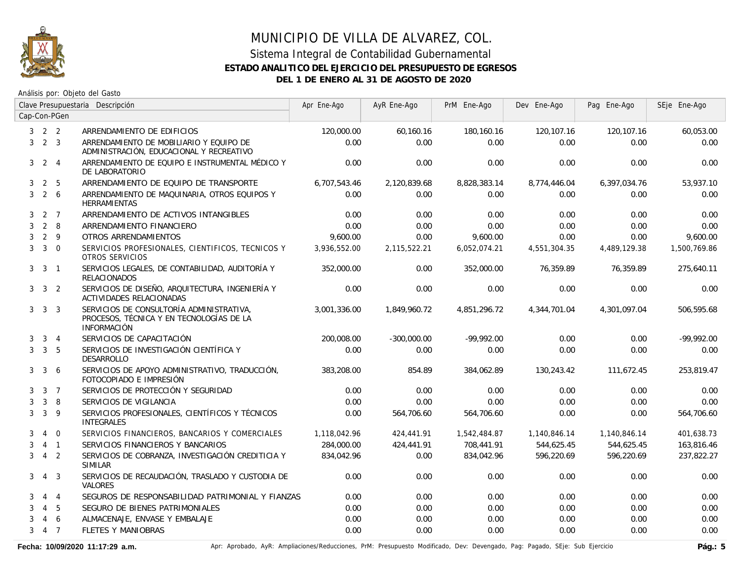# MUNICIPIO DE VILLA DE ALVAREZ, COL.

## Sistema Integral de Contabilidad Gubernamental

### ESTADO ANALITICO DEL EJERCICIO DEL PRESUPUESTO DE EGRESOS

### DEL 1 DE ENERO AL 31 DE AGOSTO DE 2020

Análisis por: Objeto del Gasto

| Clave Presupuestaria Cap-Con-PGen | Descripción | Apr Ene-Ago | AyR Ene-Ago | PrM Ene-Ago | Dev Ene-Ago | Pag Ene-Ago | SEje Ene-Ago |
|---|---|---|---|---|---|---|---|
| 3 2 2 | ARRENDAMIENTO DE EDIFICIOS | 120,000.00 | 60,160.16 | 180,160.16 | 120,107.16 | 120,107.16 | 60,053.00 |
| 3 2 3 | ARRENDAMIENTO DE MOBILIARIO Y EQUIPO DE ADMINISTRACIÓN, EDUCACIONAL Y RECREATIVO | 0.00 | 0.00 | 0.00 | 0.00 | 0.00 | 0.00 |
| 3 2 4 | ARRENDAMIENTO DE EQUIPO E INSTRUMENTAL MÉDICO Y DE LABORATORIO | 0.00 | 0.00 | 0.00 | 0.00 | 0.00 | 0.00 |
| 3 2 5 | ARRENDAMIENTO DE EQUIPO DE TRANSPORTE | 6,707,543.46 | 2,120,839.68 | 8,828,383.14 | 8,774,446.04 | 6,397,034.76 | 53,937.10 |
| 3 2 6 | ARRENDAMIENTO DE MAQUINARIA, OTROS EQUIPOS Y HERRAMIENTAS | 0.00 | 0.00 | 0.00 | 0.00 | 0.00 | 0.00 |
| 3 2 7 | ARRENDAMIENTO DE ACTIVOS INTANGIBLES | 0.00 | 0.00 | 0.00 | 0.00 | 0.00 | 0.00 |
| 3 2 8 | ARRENDAMIENTO FINANCIERO | 0.00 | 0.00 | 0.00 | 0.00 | 0.00 | 0.00 |
| 3 2 9 | OTROS ARRENDAMIENTOS | 9,600.00 | 0.00 | 9,600.00 | 0.00 | 0.00 | 9,600.00 |
| 3 3 0 | SERVICIOS PROFESIONALES, CIENTIFICOS, TECNICOS Y OTROS SERVICIOS | 3,936,552.00 | 2,115,522.21 | 6,052,074.21 | 4,551,304.35 | 4,489,129.38 | 1,500,769.86 |
| 3 3 1 | SERVICIOS LEGALES, DE CONTABILIDAD, AUDITORÍA Y RELACIONADOS | 352,000.00 | 0.00 | 352,000.00 | 76,359.89 | 76,359.89 | 275,640.11 |
| 3 3 2 | SERVICIOS DE DISEÑO, ARQUITECTURA, INGENIERÍA Y ACTIVIDADES RELACIONADAS | 0.00 | 0.00 | 0.00 | 0.00 | 0.00 | 0.00 |
| 3 3 3 | SERVICIOS DE CONSULTORÍA ADMINISTRATIVA, PROCESOS, TÉCNICA Y EN TECNOLOGÍAS DE LA INFORMACIÓN | 3,001,336.00 | 1,849,960.72 | 4,851,296.72 | 4,344,701.04 | 4,301,097.04 | 506,595.68 |
| 3 3 4 | SERVICIOS DE CAPACITACIÓN | 200,008.00 | -300,000.00 | -99,992.00 | 0.00 | 0.00 | -99,992.00 |
| 3 3 5 | SERVICIOS DE INVESTIGACIÓN CIENTÍFICA Y DESARROLLO | 0.00 | 0.00 | 0.00 | 0.00 | 0.00 | 0.00 |
| 3 3 6 | SERVICIOS DE APOYO ADMINISTRATIVO, TRADUCCIÓN, FOTOCOPIADO E IMPRESIÓN | 383,208.00 | 854.89 | 384,062.89 | 130,243.42 | 111,672.45 | 253,819.47 |
| 3 3 7 | SERVICIOS DE PROTECCIÓN Y SEGURIDAD | 0.00 | 0.00 | 0.00 | 0.00 | 0.00 | 0.00 |
| 3 3 8 | SERVICIOS DE VIGILANCIA | 0.00 | 0.00 | 0.00 | 0.00 | 0.00 | 0.00 |
| 3 3 9 | SERVICIOS PROFESIONALES, CIENTÍFICOS Y TÉCNICOS INTEGRALES | 0.00 | 564,706.60 | 564,706.60 | 0.00 | 0.00 | 564,706.60 |
| 3 4 0 | SERVICIOS FINANCIEROS, BANCARIOS Y COMERCIALES | 1,118,042.96 | 424,441.91 | 1,542,484.87 | 1,140,846.14 | 1,140,846.14 | 401,638.73 |
| 3 4 1 | SERVICIOS FINANCIEROS Y BANCARIOS | 284,000.00 | 424,441.91 | 708,441.91 | 544,625.45 | 544,625.45 | 163,816.46 |
| 3 4 2 | SERVICIOS DE COBRANZA, INVESTIGACIÓN CREDITICIA Y SIMILAR | 834,042.96 | 0.00 | 834,042.96 | 596,220.69 | 596,220.69 | 237,822.27 |
| 3 4 3 | SERVICIOS DE RECAUDACIÓN, TRASLADO Y CUSTODIA DE VALORES | 0.00 | 0.00 | 0.00 | 0.00 | 0.00 | 0.00 |
| 3 4 4 | SEGUROS DE RESPONSABILIDAD PATRIMONIAL Y FIANZAS | 0.00 | 0.00 | 0.00 | 0.00 | 0.00 | 0.00 |
| 3 4 5 | SEGURO DE BIENES PATRIMONIALES | 0.00 | 0.00 | 0.00 | 0.00 | 0.00 | 0.00 |
| 3 4 6 | ALMACENAJE, ENVASE Y EMBALAJE | 0.00 | 0.00 | 0.00 | 0.00 | 0.00 | 0.00 |
| 3 4 7 | FLETES Y MANIOBRAS | 0.00 | 0.00 | 0.00 | 0.00 | 0.00 | 0.00 |

**Fecha: 10/09/2020 11:17:29 a.m.** Apr: Aprobado, AyR: Ampliaciones/Reducciones, PrM: Presupuesto Modificado, Dev: Devengado, Pag: Pagado, SEje: Sub Ejercicio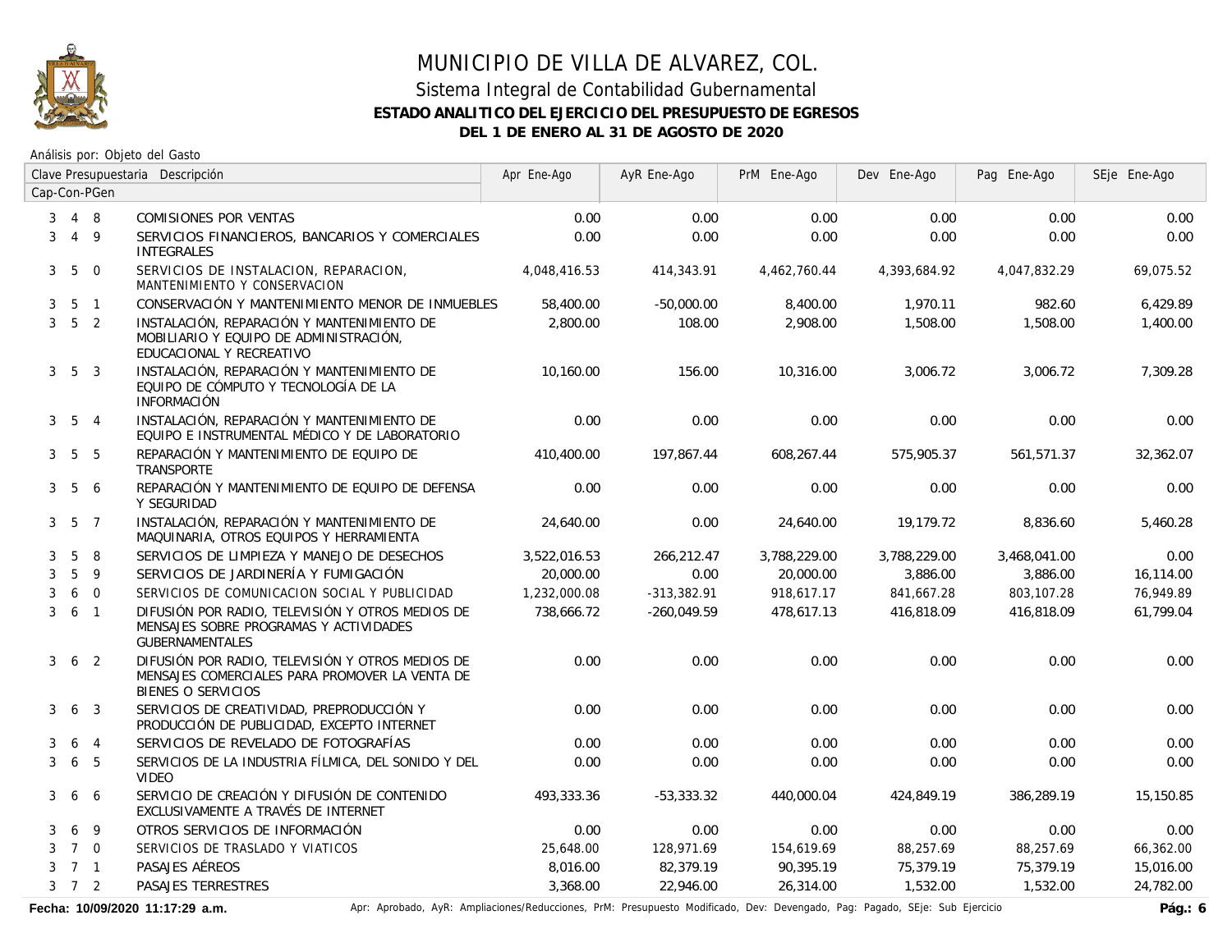# MUNICIPIO DE VILLA DE ALVAREZ, COL.

## Sistema Integral de Contabilidad Gubernamental

### ESTADO ANALITICO DEL EJERCICIO DEL PRESUPUESTO DE EGRESOS

### DEL 1 DE ENERO AL 31 DE AGOSTO DE 2020

Análisis por: Objeto del Gasto

| Clave Presupuestaria Cap-Con-PGen | Descripción | Apr Ene-Ago | AyR Ene-Ago | PrM Ene-Ago | Dev Ene-Ago | Pag Ene-Ago | SEje Ene-Ago |
|---|---|---|---|---|---|---|---|
| 3 4 8 | COMISIONES POR VENTAS | 0.00 | 0.00 | 0.00 | 0.00 | 0.00 | 0.00 |
| 3 4 9 | SERVICIOS FINANCIEROS, BANCARIOS Y COMERCIALES INTEGRALES | 0.00 | 0.00 | 0.00 | 0.00 | 0.00 | 0.00 |
| 3 5 0 | SERVICIOS DE INSTALACION, REPARACION, MANTENIMIENTO Y CONSERVACION | 4,048,416.53 | 414,343.91 | 4,462,760.44 | 4,393,684.92 | 4,047,832.29 | 69,075.52 |
| 3 5 1 | CONSERVACIÓN Y MANTENIMIENTO MENOR DE INMUEBLES | 58,400.00 | -50,000.00 | 8,400.00 | 1,970.11 | 982.60 | 6,429.89 |
| 3 5 2 | INSTALACIÓN, REPARACIÓN Y MANTENIMIENTO DE MOBILIARIO Y EQUIPO DE ADMINISTRACIÓN, EDUCACIONAL Y RECREATIVO | 2,800.00 | 108.00 | 2,908.00 | 1,508.00 | 1,508.00 | 1,400.00 |
| 3 5 3 | INSTALACIÓN, REPARACIÓN Y MANTENIMIENTO DE EQUIPO DE CÓMPUTO Y TECNOLOGÍA DE LA INFORMACIÓN | 10,160.00 | 156.00 | 10,316.00 | 3,006.72 | 3,006.72 | 7,309.28 |
| 3 5 4 | INSTALACIÓN, REPARACIÓN Y MANTENIMIENTO DE EQUIPO E INSTRUMENTAL MÉDICO Y DE LABORATORIO | 0.00 | 0.00 | 0.00 | 0.00 | 0.00 | 0.00 |
| 3 5 5 | REPARACIÓN Y MANTENIMIENTO DE EQUIPO DE TRANSPORTE | 410,400.00 | 197,867.44 | 608,267.44 | 575,905.37 | 561,571.37 | 32,362.07 |
| 3 5 6 | REPARACIÓN Y MANTENIMIENTO DE EQUIPO DE DEFENSA Y SEGURIDAD | 0.00 | 0.00 | 0.00 | 0.00 | 0.00 | 0.00 |
| 3 5 7 | INSTALACIÓN, REPARACIÓN Y MANTENIMIENTO DE MAQUINARIA, OTROS EQUIPOS Y HERRAMIENTA | 24,640.00 | 0.00 | 24,640.00 | 19,179.72 | 8,836.60 | 5,460.28 |
| 3 5 8 | SERVICIOS DE LIMPIEZA Y MANEJO DE DESECHOS | 3,522,016.53 | 266,212.47 | 3,788,229.00 | 3,788,229.00 | 3,468,041.00 | 0.00 |
| 3 5 9 | SERVICIOS DE JARDINERÍA Y FUMIGACIÓN | 20,000.00 | 0.00 | 20,000.00 | 3,886.00 | 3,886.00 | 16,114.00 |
| 3 6 0 | SERVICIOS DE COMUNICACION SOCIAL Y PUBLICIDAD | 1,232,000.08 | -313,382.91 | 918,617.17 | 841,667.28 | 803,107.28 | 76,949.89 |
| 3 6 1 | DIFUSIÓN POR RADIO, TELEVISIÓN Y OTROS MEDIOS DE MENSAJES SOBRE PROGRAMAS Y ACTIVIDADES GUBERNAMENTALES | 738,666.72 | -260,049.59 | 478,617.13 | 416,818.09 | 416,818.09 | 61,799.04 |
| 3 6 2 | DIFUSIÓN POR RADIO, TELEVISIÓN Y OTROS MEDIOS DE MENSAJES COMERCIALES PARA PROMOVER LA VENTA DE BIENES O SERVICIOS | 0.00 | 0.00 | 0.00 | 0.00 | 0.00 | 0.00 |
| 3 6 3 | SERVICIOS DE CREATIVIDAD, PREPRODUCCIÓN Y PRODUCCIÓN DE PUBLICIDAD, EXCEPTO INTERNET | 0.00 | 0.00 | 0.00 | 0.00 | 0.00 | 0.00 |
| 3 6 4 | SERVICIOS DE REVELADO DE FOTOGRAFÍAS | 0.00 | 0.00 | 0.00 | 0.00 | 0.00 | 0.00 |
| 3 6 5 | SERVICIOS DE LA INDUSTRIA FÍLMICA, DEL SONIDO Y DEL VIDEO | 0.00 | 0.00 | 0.00 | 0.00 | 0.00 | 0.00 |
| 3 6 6 | SERVICIO DE CREACIÓN Y DIFUSIÓN DE CONTENIDO EXCLUSIVAMENTE A TRAVÉS DE INTERNET | 493,333.36 | -53,333.32 | 440,000.04 | 424,849.19 | 386,289.19 | 15,150.85 |
| 3 6 9 | OTROS SERVICIOS DE INFORMACIÓN | 0.00 | 0.00 | 0.00 | 0.00 | 0.00 | 0.00 |
| 3 7 0 | SERVICIOS DE TRASLADO Y VIATICOS | 25,648.00 | 128,971.69 | 154,619.69 | 88,257.69 | 88,257.69 | 66,362.00 |
| 3 7 1 | PASAJES AÉREOS | 8,016.00 | 82,379.19 | 90,395.19 | 75,379.19 | 75,379.19 | 15,016.00 |
| 3 7 2 | PASAJES TERRESTRES | 3,368.00 | 22,946.00 | 26,314.00 | 1,532.00 | 1,532.00 | 24,782.00 |

**Fecha: 10/09/2020 11:17:29 a.m.** Apr: Aprobado, AyR: Ampliaciones/Reducciones, PrM: Presupuesto Modificado, Dev: Devengado, Pag: Pagado, SEje: Sub Ejercicio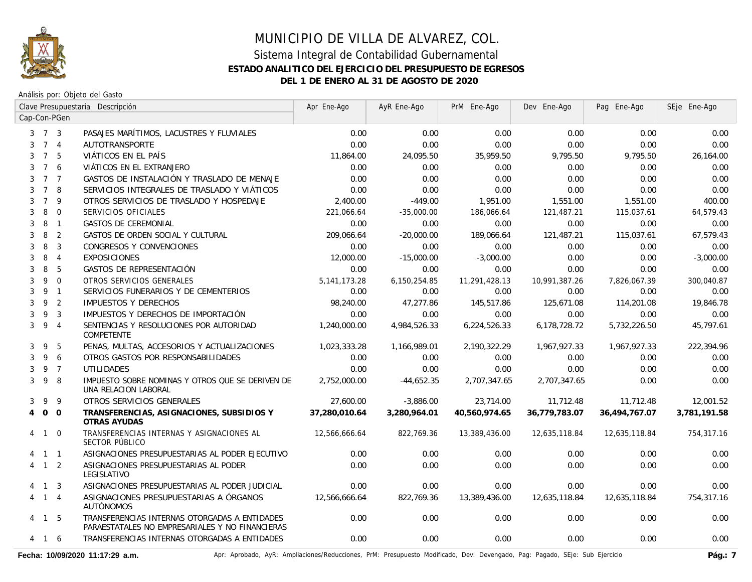# MUNICIPIO DE VILLA DE ALVAREZ, COL.

## Sistema Integral de Contabilidad Gubernamental

### ESTADO ANALITICO DEL EJERCICIO DEL PRESUPUESTO DE EGRESOS

### DEL 1 DE ENERO AL 31 DE AGOSTO DE 2020

Análisis por: Objeto del Gasto

| Clave Presupuestaria Cap-Con-PGen | Descripción | Apr Ene-Ago | AyR Ene-Ago | PrM Ene-Ago | Dev Ene-Ago | Pag Ene-Ago | SEje Ene-Ago |
|---|---|---|---|---|---|---|---|
| 3 7 3 | PASAJES MARÍTIMOS, LACUSTRES Y FLUVIALES | 0.00 | 0.00 | 0.00 | 0.00 | 0.00 | 0.00 |
| 3 7 4 | AUTOTRANSPORTE | 0.00 | 0.00 | 0.00 | 0.00 | 0.00 | 0.00 |
| 3 7 5 | VIÁTICOS EN EL PAÍS | 11,864.00 | 24,095.50 | 35,959.50 | 9,795.50 | 9,795.50 | 26,164.00 |
| 3 7 6 | VIÁTICOS EN EL EXTRANJERO | 0.00 | 0.00 | 0.00 | 0.00 | 0.00 | 0.00 |
| 3 7 7 | GASTOS DE INSTALACIÓN Y TRASLADO DE MENAJE | 0.00 | 0.00 | 0.00 | 0.00 | 0.00 | 0.00 |
| 3 7 8 | SERVICIOS INTEGRALES DE TRASLADO Y VIÁTICOS | 0.00 | 0.00 | 0.00 | 0.00 | 0.00 | 0.00 |
| 3 7 9 | OTROS SERVICIOS DE TRASLADO Y HOSPEDAJE | 2,400.00 | -449.00 | 1,951.00 | 1,551.00 | 1,551.00 | 400.00 |
| 3 8 0 | SERVICIOS OFICIALES | 221,066.64 | -35,000.00 | 186,066.64 | 121,487.21 | 115,037.61 | 64,579.43 |
| 3 8 1 | GASTOS DE CEREMONIAL | 0.00 | 0.00 | 0.00 | 0.00 | 0.00 | 0.00 |
| 3 8 2 | GASTOS DE ORDEN SOCIAL Y CULTURAL | 209,066.64 | -20,000.00 | 189,066.64 | 121,487.21 | 115,037.61 | 67,579.43 |
| 3 8 3 | CONGRESOS Y CONVENCIONES | 0.00 | 0.00 | 0.00 | 0.00 | 0.00 | 0.00 |
| 3 8 4 | EXPOSICIONES | 12,000.00 | -15,000.00 | -3,000.00 | 0.00 | 0.00 | -3,000.00 |
| 3 8 5 | GASTOS DE REPRESENTACIÓN | 0.00 | 0.00 | 0.00 | 0.00 | 0.00 | 0.00 |
| 3 9 0 | OTROS SERVICIOS GENERALES | 5,141,173.28 | 6,150,254.85 | 11,291,428.13 | 10,991,387.26 | 7,826,067.39 | 300,040.87 |
| 3 9 1 | SERVICIOS FUNERARIOS Y DE CEMENTERIOS | 0.00 | 0.00 | 0.00 | 0.00 | 0.00 | 0.00 |
| 3 9 2 | IMPUESTOS Y DERECHOS | 98,240.00 | 47,277.86 | 145,517.86 | 125,671.08 | 114,201.08 | 19,846.78 |
| 3 9 3 | IMPUESTOS Y DERECHOS DE IMPORTACIÓN | 0.00 | 0.00 | 0.00 | 0.00 | 0.00 | 0.00 |
| 3 9 4 | SENTENCIAS Y RESOLUCIONES POR AUTORIDAD COMPETENTE | 1,240,000.00 | 4,984,526.33 | 6,224,526.33 | 6,178,728.72 | 5,732,226.50 | 45,797.61 |
| 3 9 5 | PENAS, MULTAS, ACCESORIOS Y ACTUALIZACIONES | 1,023,333.28 | 1,166,989.01 | 2,190,322.29 | 1,967,927.33 | 1,967,927.33 | 222,394.96 |
| 3 9 6 | OTROS GASTOS POR RESPONSABILIDADES | 0.00 | 0.00 | 0.00 | 0.00 | 0.00 | 0.00 |
| 3 9 7 | UTILIDADES | 0.00 | 0.00 | 0.00 | 0.00 | 0.00 | 0.00 |
| 3 9 8 | IMPUESTO SOBRE NOMINAS Y OTROS QUE SE DERIVEN DE UNA RELACION LABORAL | 2,752,000.00 | -44,652.35 | 2,707,347.65 | 2,707,347.65 | 0.00 | 0.00 |
| 3 9 9 | OTROS SERVICIOS GENERALES | 27,600.00 | -3,886.00 | 23,714.00 | 11,712.48 | 11,712.48 | 12,001.52 |
| **4 0 0** | **TRANSFERENCIAS, ASIGNACIONES, SUBSIDIOS Y OTRAS AYUDAS** | **37,280,010.64** | **3,280,964.01** | **40,560,974.65** | **36,779,783.07** | **36,494,767.07** | **3,781,191.58** |
| 4 1 0 | TRANSFERENCIAS INTERNAS Y ASIGNACIONES AL SECTOR PÚBLICO | 12,566,666.64 | 822,769.36 | 13,389,436.00 | 12,635,118.84 | 12,635,118.84 | 754,317.16 |
| 4 1 1 | ASIGNACIONES PRESUPUESTARIAS AL PODER EJECUTIVO | 0.00 | 0.00 | 0.00 | 0.00 | 0.00 | 0.00 |
| 4 1 2 | ASIGNACIONES PRESUPUESTARIAS AL PODER LEGISLATIVO | 0.00 | 0.00 | 0.00 | 0.00 | 0.00 | 0.00 |
| 4 1 3 | ASIGNACIONES PRESUPUESTARIAS AL PODER JUDICIAL | 0.00 | 0.00 | 0.00 | 0.00 | 0.00 | 0.00 |
| 4 1 4 | ASIGNACIONES PRESUPUESTARIAS A ÓRGANOS AUTÓNOMOS | 12,566,666.64 | 822,769.36 | 13,389,436.00 | 12,635,118.84 | 12,635,118.84 | 754,317.16 |
| 4 1 5 | TRANSFERENCIAS INTERNAS OTORGADAS A ENTIDADES PARAESTATALES NO EMPRESARIALES Y NO FINANCIERAS | 0.00 | 0.00 | 0.00 | 0.00 | 0.00 | 0.00 |
| 4 1 6 | TRANSFERENCIAS INTERNAS OTORGADAS A ENTIDADES | 0.00 | 0.00 | 0.00 | 0.00 | 0.00 | 0.00 |

**Fecha: 10/09/2020 11:17:29 a.m.** Apr: Aprobado, AyR: Ampliaciones/Reducciones, PrM: Presupuesto Modificado, Dev: Devengado, Pag: Pagado, SEje: Sub Ejercicio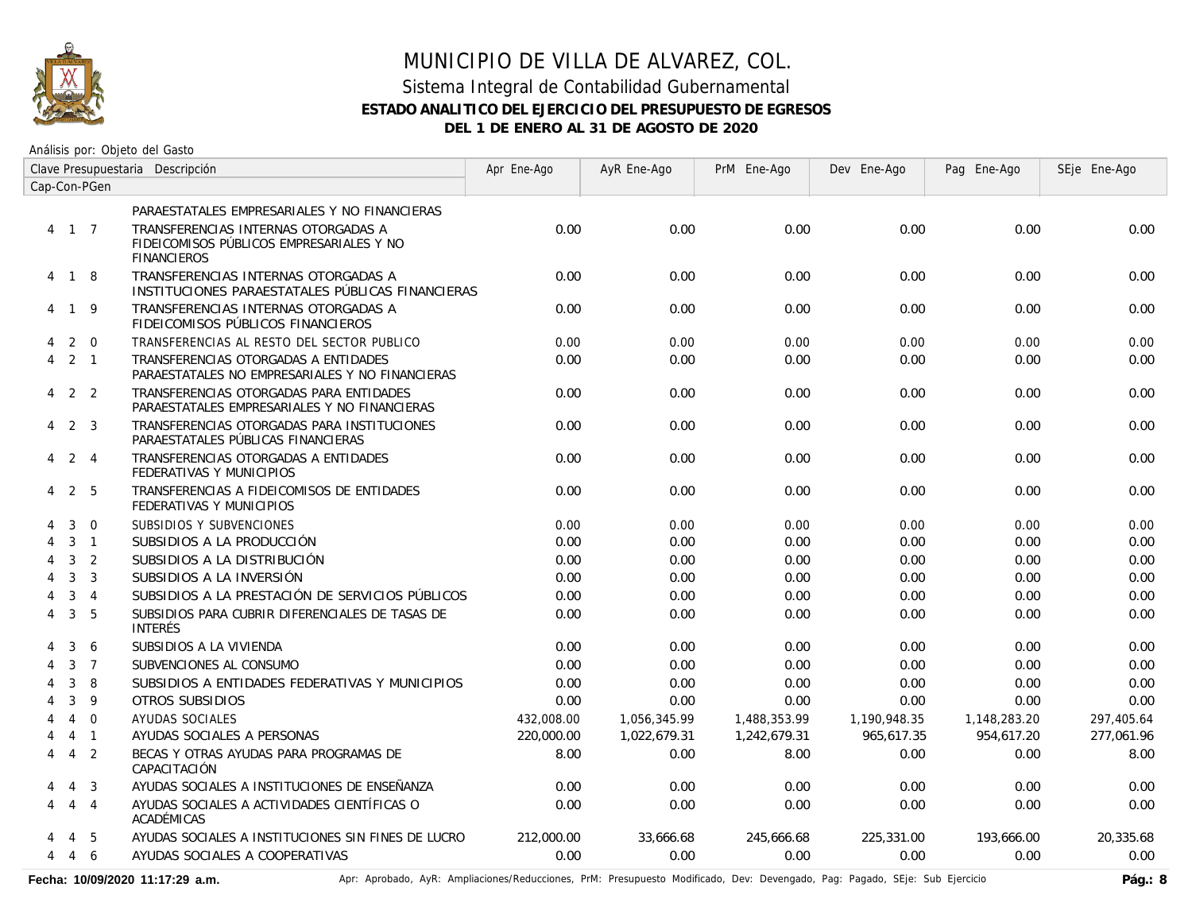# MUNICIPIO DE VILLA DE ALVAREZ, COL.

## Sistema Integral de Contabilidad Gubernamental

### ESTADO ANALITICO DEL EJERCICIO DEL PRESUPUESTO DE EGRESOS

### DEL 1 DE ENERO AL 31 DE AGOSTO DE 2020

Análisis por: Objeto del Gasto

| Clave Presupuestaria Cap-Con-PGen | Descripción | Apr Ene-Ago | AyR Ene-Ago | PrM Ene-Ago | Dev Ene-Ago | Pag Ene-Ago | SEje Ene-Ago |
|---|---|---|---|---|---|---|---|
| | PARAESTATALES EMPRESARIALES Y NO FINANCIERAS | | | | | | |
| 4 1 7 | TRANSFERENCIAS INTERNAS OTORGADAS A FIDEICOMISOS PÚBLICOS EMPRESARIALES Y NO FINANCIEROS | 0.00 | 0.00 | 0.00 | 0.00 | 0.00 | 0.00 |
| 4 1 8 | TRANSFERENCIAS INTERNAS OTORGADAS A INSTITUCIONES PARAESTATALES PÚBLICAS FINANCIERAS | 0.00 | 0.00 | 0.00 | 0.00 | 0.00 | 0.00 |
| 4 1 9 | TRANSFERENCIAS INTERNAS OTORGADAS A FIDEICOMISOS PÚBLICOS FINANCIEROS | 0.00 | 0.00 | 0.00 | 0.00 | 0.00 | 0.00 |
| 4 2 0 | TRANSFERENCIAS AL RESTO DEL SECTOR PUBLICO | 0.00 | 0.00 | 0.00 | 0.00 | 0.00 | 0.00 |
| 4 2 1 | TRANSFERENCIAS OTORGADAS A ENTIDADES PARAESTATALES NO EMPRESARIALES Y NO FINANCIERAS | 0.00 | 0.00 | 0.00 | 0.00 | 0.00 | 0.00 |
| 4 2 2 | TRANSFERENCIAS OTORGADAS PARA ENTIDADES PARAESTATALES EMPRESARIALES Y NO FINANCIERAS | 0.00 | 0.00 | 0.00 | 0.00 | 0.00 | 0.00 |
| 4 2 3 | TRANSFERENCIAS OTORGADAS PARA INSTITUCIONES PARAESTATALES PÚBLICAS FINANCIERAS | 0.00 | 0.00 | 0.00 | 0.00 | 0.00 | 0.00 |
| 4 2 4 | TRANSFERENCIAS OTORGADAS A ENTIDADES FEDERATIVAS Y MUNICIPIOS | 0.00 | 0.00 | 0.00 | 0.00 | 0.00 | 0.00 |
| 4 2 5 | TRANSFERENCIAS A FIDEICOMISOS DE ENTIDADES FEDERATIVAS Y MUNICIPIOS | 0.00 | 0.00 | 0.00 | 0.00 | 0.00 | 0.00 |
| 4 3 0 | SUBSIDIOS Y SUBVENCIONES | 0.00 | 0.00 | 0.00 | 0.00 | 0.00 | 0.00 |
| 4 3 1 | SUBSIDIOS A LA PRODUCCIÓN | 0.00 | 0.00 | 0.00 | 0.00 | 0.00 | 0.00 |
| 4 3 2 | SUBSIDIOS A LA DISTRIBUCIÓN | 0.00 | 0.00 | 0.00 | 0.00 | 0.00 | 0.00 |
| 4 3 3 | SUBSIDIOS A LA INVERSIÓN | 0.00 | 0.00 | 0.00 | 0.00 | 0.00 | 0.00 |
| 4 3 4 | SUBSIDIOS A LA PRESTACIÓN DE SERVICIOS PÚBLICOS | 0.00 | 0.00 | 0.00 | 0.00 | 0.00 | 0.00 |
| 4 3 5 | SUBSIDIOS PARA CUBRIR DIFERENCIALES DE TASAS DE INTERÉS | 0.00 | 0.00 | 0.00 | 0.00 | 0.00 | 0.00 |
| 4 3 6 | SUBSIDIOS A LA VIVIENDA | 0.00 | 0.00 | 0.00 | 0.00 | 0.00 | 0.00 |
| 4 3 7 | SUBVENCIONES AL CONSUMO | 0.00 | 0.00 | 0.00 | 0.00 | 0.00 | 0.00 |
| 4 3 8 | SUBSIDIOS A ENTIDADES FEDERATIVAS Y MUNICIPIOS | 0.00 | 0.00 | 0.00 | 0.00 | 0.00 | 0.00 |
| 4 3 9 | OTROS SUBSIDIOS | 0.00 | 0.00 | 0.00 | 0.00 | 0.00 | 0.00 |
| 4 4 0 | AYUDAS SOCIALES | 432,008.00 | 1,056,345.99 | 1,488,353.99 | 1,190,948.35 | 1,148,283.20 | 297,405.64 |
| 4 4 1 | AYUDAS SOCIALES A PERSONAS | 220,000.00 | 1,022,679.31 | 1,242,679.31 | 965,617.35 | 954,617.20 | 277,061.96 |
| 4 4 2 | BECAS Y OTRAS AYUDAS PARA PROGRAMAS DE CAPACITACIÓN | 8.00 | 0.00 | 8.00 | 0.00 | 0.00 | 8.00 |
| 4 4 3 | AYUDAS SOCIALES A INSTITUCIONES DE ENSEÑANZA | 0.00 | 0.00 | 0.00 | 0.00 | 0.00 | 0.00 |
| 4 4 4 | AYUDAS SOCIALES A ACTIVIDADES CIENTÍFICAS O ACADÉMICAS | 0.00 | 0.00 | 0.00 | 0.00 | 0.00 | 0.00 |
| 4 4 5 | AYUDAS SOCIALES A INSTITUCIONES SIN FINES DE LUCRO | 212,000.00 | 33,666.68 | 245,666.68 | 225,331.00 | 193,666.00 | 20,335.68 |
| 4 4 6 | AYUDAS SOCIALES A COOPERATIVAS | 0.00 | 0.00 | 0.00 | 0.00 | 0.00 | 0.00 |

**Fecha: 10/09/2020 11:17:29 a.m.** Apr: Aprobado, AyR: Ampliaciones/Reducciones, PrM: Presupuesto Modificado, Dev: Devengado, Pag: Pagado, SEje: Sub Ejercicio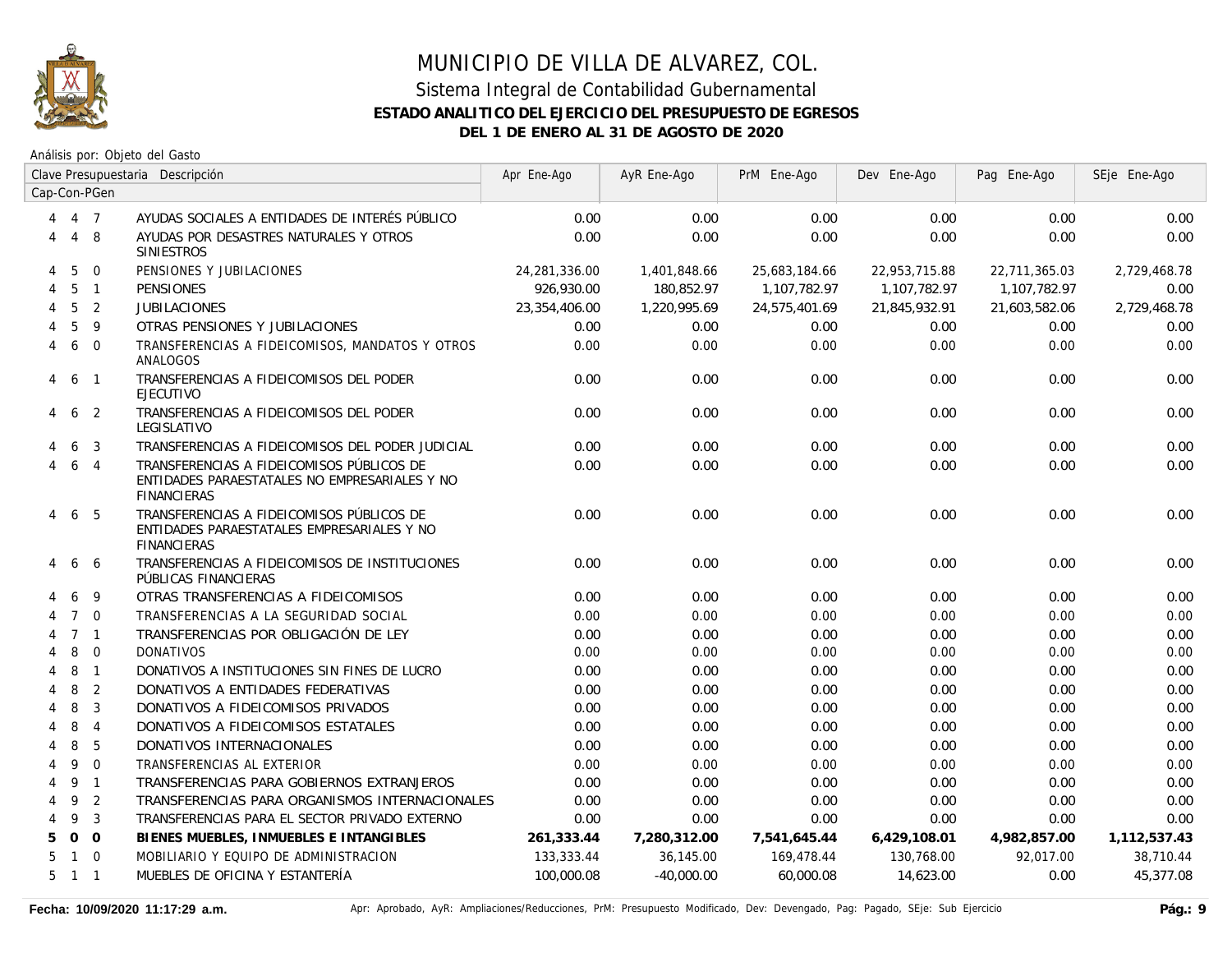# MUNICIPIO DE VILLA DE ALVAREZ, COL.

## Sistema Integral de Contabilidad Gubernamental

### ESTADO ANALITICO DEL EJERCICIO DEL PRESUPUESTO DE EGRESOS

### DEL 1 DE ENERO AL 31 DE AGOSTO DE 2020

Análisis por: Objeto del Gasto

| Clave Presupuestaria Cap-Con-PGen | Descripción | Apr Ene-Ago | AyR Ene-Ago | PrM Ene-Ago | Dev Ene-Ago | Pag Ene-Ago | SEje Ene-Ago |
|---|---|---|---|---|---|---|---|
| 4 4 7 | AYUDAS SOCIALES A ENTIDADES DE INTERÉS PÚBLICO | 0.00 | 0.00 | 0.00 | 0.00 | 0.00 | 0.00 |
| 4 4 8 | AYUDAS POR DESASTRES NATURALES Y OTROS SINIESTROS | 0.00 | 0.00 | 0.00 | 0.00 | 0.00 | 0.00 |
| 4 5 0 | PENSIONES Y JUBILACIONES | 24,281,336.00 | 1,401,848.66 | 25,683,184.66 | 22,953,715.88 | 22,711,365.03 | 2,729,468.78 |
| 4 5 1 | PENSIONES | 926,930.00 | 180,852.97 | 1,107,782.97 | 1,107,782.97 | 1,107,782.97 | 0.00 |
| 4 5 2 | JUBILACIONES | 23,354,406.00 | 1,220,995.69 | 24,575,401.69 | 21,845,932.91 | 21,603,582.06 | 2,729,468.78 |
| 4 5 9 | OTRAS PENSIONES Y JUBILACIONES | 0.00 | 0.00 | 0.00 | 0.00 | 0.00 | 0.00 |
| 4 6 0 | TRANSFERENCIAS A FIDEICOMISOS, MANDATOS Y OTROS ANALOGOS | 0.00 | 0.00 | 0.00 | 0.00 | 0.00 | 0.00 |
| 4 6 1 | TRANSFERENCIAS A FIDEICOMISOS DEL PODER EJECUTIVO | 0.00 | 0.00 | 0.00 | 0.00 | 0.00 | 0.00 |
| 4 6 2 | TRANSFERENCIAS A FIDEICOMISOS DEL PODER LEGISLATIVO | 0.00 | 0.00 | 0.00 | 0.00 | 0.00 | 0.00 |
| 4 6 3 | TRANSFERENCIAS A FIDEICOMISOS DEL PODER JUDICIAL | 0.00 | 0.00 | 0.00 | 0.00 | 0.00 | 0.00 |
| 4 6 4 | TRANSFERENCIAS A FIDEICOMISOS PÚBLICOS DE ENTIDADES PARAESTATALES NO EMPRESARIALES Y NO FINANCIERAS | 0.00 | 0.00 | 0.00 | 0.00 | 0.00 | 0.00 |
| 4 6 5 | TRANSFERENCIAS A FIDEICOMISOS PÚBLICOS DE ENTIDADES PARAESTATALES EMPRESARIALES Y NO FINANCIERAS | 0.00 | 0.00 | 0.00 | 0.00 | 0.00 | 0.00 |
| 4 6 6 | TRANSFERENCIAS A FIDEICOMISOS DE INSTITUCIONES PÚBLICAS FINANCIERAS | 0.00 | 0.00 | 0.00 | 0.00 | 0.00 | 0.00 |
| 4 6 9 | OTRAS TRANSFERENCIAS A FIDEICOMISOS | 0.00 | 0.00 | 0.00 | 0.00 | 0.00 | 0.00 |
| 4 7 0 | TRANSFERENCIAS A LA SEGURIDAD SOCIAL | 0.00 | 0.00 | 0.00 | 0.00 | 0.00 | 0.00 |
| 4 7 1 | TRANSFERENCIAS POR OBLIGACIÓN DE LEY | 0.00 | 0.00 | 0.00 | 0.00 | 0.00 | 0.00 |
| 4 8 0 | DONATIVOS | 0.00 | 0.00 | 0.00 | 0.00 | 0.00 | 0.00 |
| 4 8 1 | DONATIVOS A INSTITUCIONES SIN FINES DE LUCRO | 0.00 | 0.00 | 0.00 | 0.00 | 0.00 | 0.00 |
| 4 8 2 | DONATIVOS A ENTIDADES FEDERATIVAS | 0.00 | 0.00 | 0.00 | 0.00 | 0.00 | 0.00 |
| 4 8 3 | DONATIVOS A FIDEICOMISOS PRIVADOS | 0.00 | 0.00 | 0.00 | 0.00 | 0.00 | 0.00 |
| 4 8 4 | DONATIVOS A FIDEICOMISOS ESTATALES | 0.00 | 0.00 | 0.00 | 0.00 | 0.00 | 0.00 |
| 4 8 5 | DONATIVOS INTERNACIONALES | 0.00 | 0.00 | 0.00 | 0.00 | 0.00 | 0.00 |
| 4 9 0 | TRANSFERENCIAS AL EXTERIOR | 0.00 | 0.00 | 0.00 | 0.00 | 0.00 | 0.00 |
| 4 9 1 | TRANSFERENCIAS PARA GOBIERNOS EXTRANJEROS | 0.00 | 0.00 | 0.00 | 0.00 | 0.00 | 0.00 |
| 4 9 2 | TRANSFERENCIAS PARA ORGANISMOS INTERNACIONALES | 0.00 | 0.00 | 0.00 | 0.00 | 0.00 | 0.00 |
| 4 9 3 | TRANSFERENCIAS PARA EL SECTOR PRIVADO EXTERNO | 0.00 | 0.00 | 0.00 | 0.00 | 0.00 | 0.00 |
| **5 0 0** | **BIENES MUEBLES, INMUEBLES E INTANGIBLES** | **261,333.44** | **7,280,312.00** | **7,541,645.44** | **6,429,108.01** | **4,982,857.00** | **1,112,537.43** |
| 5 1 0 | MOBILIARIO Y EQUIPO DE ADMINISTRACION | 133,333.44 | 36,145.00 | 169,478.44 | 130,768.00 | 92,017.00 | 38,710.44 |
| 5 1 1 | MUEBLES DE OFICINA Y ESTANTERÍA | 100,000.08 | -40,000.00 | 60,000.08 | 14,623.00 | 0.00 | 45,377.08 |

Fecha: 10/09/2020 11:17:29 a.m.

Apr: Aprobado, AyR: Ampliaciones/Reducciones, PrM: Presupuesto Modificado, Dev: Devengado, Pag: Pagado, SEje: Sub Ejercicio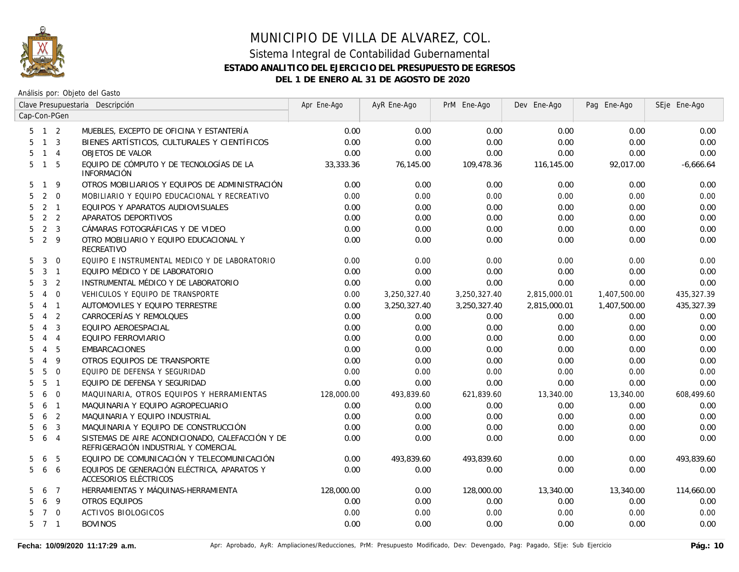# MUNICIPIO DE VILLA DE ALVAREZ, COL.

## Sistema Integral de Contabilidad Gubernamental

### ESTADO ANALITICO DEL EJERCICIO DEL PRESUPUESTO DE EGRESOS

### DEL 1 DE ENERO AL 31 DE AGOSTO DE 2020

Análisis por: Objeto del Gasto

| Clave Presupuestaria Cap-Con-PGen | Descripción | Apr Ene-Ago | AyR Ene-Ago | PrM Ene-Ago | Dev Ene-Ago | Pag Ene-Ago | SEje Ene-Ago |
|---|---|---|---|---|---|---|---|
| 5 1 2 | MUEBLES, EXCEPTO DE OFICINA Y ESTANTERÍA | 0.00 | 0.00 | 0.00 | 0.00 | 0.00 | 0.00 |
| 5 1 3 | BIENES ARTÍSTICOS, CULTURALES Y CIENTÍFICOS | 0.00 | 0.00 | 0.00 | 0.00 | 0.00 | 0.00 |
| 5 1 4 | OBJETOS DE VALOR | 0.00 | 0.00 | 0.00 | 0.00 | 0.00 | 0.00 |
| 5 1 5 | EQUIPO DE CÓMPUTO Y DE TECNOLOGÍAS DE LA INFORMACIÓN | 33,333.36 | 76,145.00 | 109,478.36 | 116,145.00 | 92,017.00 | -6,666.64 |
| 5 1 9 | OTROS MOBILIARIOS Y EQUIPOS DE ADMINISTRACIÓN | 0.00 | 0.00 | 0.00 | 0.00 | 0.00 | 0.00 |
| 5 2 0 | MOBILIARIO Y EQUIPO EDUCACIONAL Y RECREATIVO | 0.00 | 0.00 | 0.00 | 0.00 | 0.00 | 0.00 |
| 5 2 1 | EQUIPOS Y APARATOS AUDIOVISUALES | 0.00 | 0.00 | 0.00 | 0.00 | 0.00 | 0.00 |
| 5 2 2 | APARATOS DEPORTIVOS | 0.00 | 0.00 | 0.00 | 0.00 | 0.00 | 0.00 |
| 5 2 3 | CÁMARAS FOTOGRÁFICAS Y DE VIDEO | 0.00 | 0.00 | 0.00 | 0.00 | 0.00 | 0.00 |
| 5 2 9 | OTRO MOBILIARIO Y EQUIPO EDUCACIONAL Y RECREATIVO | 0.00 | 0.00 | 0.00 | 0.00 | 0.00 | 0.00 |
| 5 3 0 | EQUIPO E INSTRUMENTAL MEDICO Y DE LABORATORIO | 0.00 | 0.00 | 0.00 | 0.00 | 0.00 | 0.00 |
| 5 3 1 | EQUIPO MÉDICO Y DE LABORATORIO | 0.00 | 0.00 | 0.00 | 0.00 | 0.00 | 0.00 |
| 5 3 2 | INSTRUMENTAL MÉDICO Y DE LABORATORIO | 0.00 | 0.00 | 0.00 | 0.00 | 0.00 | 0.00 |
| 5 4 0 | VEHICULOS Y EQUIPO DE TRANSPORTE | 0.00 | 3,250,327.40 | 3,250,327.40 | 2,815,000.01 | 1,407,500.00 | 435,327.39 |
| 5 4 1 | AUTOMOVILES Y EQUIPO TERRESTRE | 0.00 | 3,250,327.40 | 3,250,327.40 | 2,815,000.01 | 1,407,500.00 | 435,327.39 |
| 5 4 2 | CARROCERÍAS Y REMOLQUES | 0.00 | 0.00 | 0.00 | 0.00 | 0.00 | 0.00 |
| 5 4 3 | EQUIPO AEROESPACIAL | 0.00 | 0.00 | 0.00 | 0.00 | 0.00 | 0.00 |
| 5 4 4 | EQUIPO FERROVIARIO | 0.00 | 0.00 | 0.00 | 0.00 | 0.00 | 0.00 |
| 5 4 5 | EMBARCACIONES | 0.00 | 0.00 | 0.00 | 0.00 | 0.00 | 0.00 |
| 5 4 9 | OTROS EQUIPOS DE TRANSPORTE | 0.00 | 0.00 | 0.00 | 0.00 | 0.00 | 0.00 |
| 5 5 0 | EQUIPO DE DEFENSA Y SEGURIDAD | 0.00 | 0.00 | 0.00 | 0.00 | 0.00 | 0.00 |
| 5 5 1 | EQUIPO DE DEFENSA Y SEGURIDAD | 0.00 | 0.00 | 0.00 | 0.00 | 0.00 | 0.00 |
| 5 6 0 | MAQUINARIA, OTROS EQUIPOS Y HERRAMIENTAS | 128,000.00 | 493,839.60 | 621,839.60 | 13,340.00 | 13,340.00 | 608,499.60 |
| 5 6 1 | MAQUINARIA Y EQUIPO AGROPECUARIO | 0.00 | 0.00 | 0.00 | 0.00 | 0.00 | 0.00 |
| 5 6 2 | MAQUINARIA Y EQUIPO INDUSTRIAL | 0.00 | 0.00 | 0.00 | 0.00 | 0.00 | 0.00 |
| 5 6 3 | MAQUINARIA Y EQUIPO DE CONSTRUCCIÓN | 0.00 | 0.00 | 0.00 | 0.00 | 0.00 | 0.00 |
| 5 6 4 | SISTEMAS DE AIRE ACONDICIONADO, CALEFACCIÓN Y DE REFRIGERACIÓN INDUSTRIAL Y COMERCIAL | 0.00 | 0.00 | 0.00 | 0.00 | 0.00 | 0.00 |
| 5 6 5 | EQUIPO DE COMUNICACIÓN Y TELECOMUNICACIÓN | 0.00 | 493,839.60 | 493,839.60 | 0.00 | 0.00 | 493,839.60 |
| 5 6 6 | EQUIPOS DE GENERACIÓN ELÉCTRICA, APARATOS Y ACCESORIOS ELÉCTRICOS | 0.00 | 0.00 | 0.00 | 0.00 | 0.00 | 0.00 |
| 5 6 7 | HERRAMIENTAS Y MÁQUINAS-HERRAMIENTA | 128,000.00 | 0.00 | 128,000.00 | 13,340.00 | 13,340.00 | 114,660.00 |
| 5 6 9 | OTROS EQUIPOS | 0.00 | 0.00 | 0.00 | 0.00 | 0.00 | 0.00 |
| 5 7 0 | ACTIVOS BIOLOGICOS | 0.00 | 0.00 | 0.00 | 0.00 | 0.00 | 0.00 |
| 5 7 1 | BOVINOS | 0.00 | 0.00 | 0.00 | 0.00 | 0.00 | 0.00 |

**Fecha: 10/09/2020 11:17:29 a.m.** Apr: Aprobado, AyR: Ampliaciones/Reducciones, PrM: Presupuesto Modificado, Dev: Devengado, Pag: Pagado, SEje: Sub Ejercicio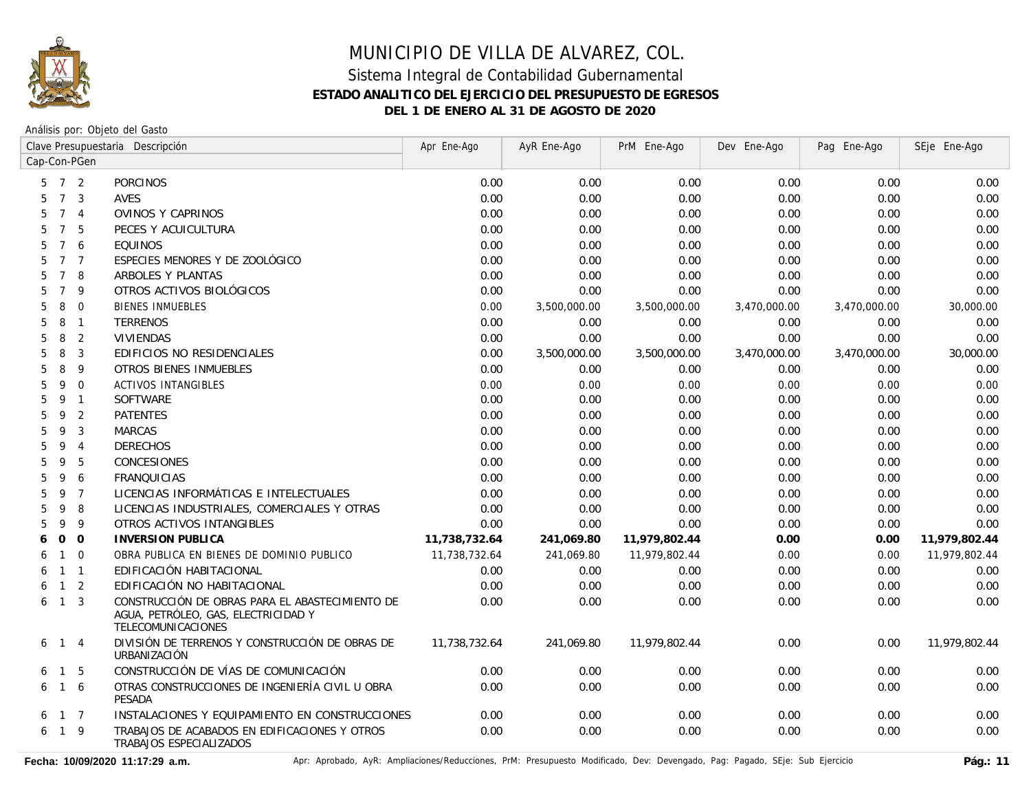# MUNICIPIO DE VILLA DE ALVAREZ, COL.

## Sistema Integral de Contabilidad Gubernamental

### ESTADO ANALITICO DEL EJERCICIO DEL PRESUPUESTO DE EGRESOS

### DEL 1 DE ENERO AL 31 DE AGOSTO DE 2020

Análisis por: Objeto del Gasto

| Clave Presupuestaria Cap-Con-PGen | Descripción | Apr Ene-Ago | AyR Ene-Ago | PrM Ene-Ago | Dev Ene-Ago | Pag Ene-Ago | SEje Ene-Ago |
|---|---|---|---|---|---|---|---|
| 5 7 2 | PORCINOS | 0.00 | 0.00 | 0.00 | 0.00 | 0.00 | 0.00 |
| 5 7 3 | AVES | 0.00 | 0.00 | 0.00 | 0.00 | 0.00 | 0.00 |
| 5 7 4 | OVINOS Y CAPRINOS | 0.00 | 0.00 | 0.00 | 0.00 | 0.00 | 0.00 |
| 5 7 5 | PECES Y ACUICULTURA | 0.00 | 0.00 | 0.00 | 0.00 | 0.00 | 0.00 |
| 5 7 6 | EQUINOS | 0.00 | 0.00 | 0.00 | 0.00 | 0.00 | 0.00 |
| 5 7 7 | ESPECIES MENORES Y DE ZOOLÓGICO | 0.00 | 0.00 | 0.00 | 0.00 | 0.00 | 0.00 |
| 5 7 8 | ARBOLES Y PLANTAS | 0.00 | 0.00 | 0.00 | 0.00 | 0.00 | 0.00 |
| 5 7 9 | OTROS ACTIVOS BIOLÓGICOS | 0.00 | 0.00 | 0.00 | 0.00 | 0.00 | 0.00 |
| 5 8 0 | BIENES INMUEBLES | 0.00 | 3,500,000.00 | 3,500,000.00 | 3,470,000.00 | 3,470,000.00 | 30,000.00 |
| 5 8 1 | TERRENOS | 0.00 | 0.00 | 0.00 | 0.00 | 0.00 | 0.00 |
| 5 8 2 | VIVIENDAS | 0.00 | 0.00 | 0.00 | 0.00 | 0.00 | 0.00 |
| 5 8 3 | EDIFICIOS NO RESIDENCIALES | 0.00 | 3,500,000.00 | 3,500,000.00 | 3,470,000.00 | 3,470,000.00 | 30,000.00 |
| 5 8 9 | OTROS BIENES INMUEBLES | 0.00 | 0.00 | 0.00 | 0.00 | 0.00 | 0.00 |
| 5 9 0 | ACTIVOS INTANGIBLES | 0.00 | 0.00 | 0.00 | 0.00 | 0.00 | 0.00 |
| 5 9 1 | SOFTWARE | 0.00 | 0.00 | 0.00 | 0.00 | 0.00 | 0.00 |
| 5 9 2 | PATENTES | 0.00 | 0.00 | 0.00 | 0.00 | 0.00 | 0.00 |
| 5 9 3 | MARCAS | 0.00 | 0.00 | 0.00 | 0.00 | 0.00 | 0.00 |
| 5 9 4 | DERECHOS | 0.00 | 0.00 | 0.00 | 0.00 | 0.00 | 0.00 |
| 5 9 5 | CONCESIONES | 0.00 | 0.00 | 0.00 | 0.00 | 0.00 | 0.00 |
| 5 9 6 | FRANQUICIAS | 0.00 | 0.00 | 0.00 | 0.00 | 0.00 | 0.00 |
| 5 9 7 | LICENCIAS INFORMÁTICAS E INTELECTUALES | 0.00 | 0.00 | 0.00 | 0.00 | 0.00 | 0.00 |
| 5 9 8 | LICENCIAS INDUSTRIALES, COMERCIALES Y OTRAS | 0.00 | 0.00 | 0.00 | 0.00 | 0.00 | 0.00 |
| 5 9 9 | OTROS ACTIVOS INTANGIBLES | 0.00 | 0.00 | 0.00 | 0.00 | 0.00 | 0.00 |
| **6 0 0** | **INVERSION PUBLICA** | **11,738,732.64** | **241,069.80** | **11,979,802.44** | **0.00** | **0.00** | **11,979,802.44** |
| 6 1 0 | OBRA PUBLICA EN BIENES DE DOMINIO PUBLICO | 11,738,732.64 | 241,069.80 | 11,979,802.44 | 0.00 | 0.00 | 11,979,802.44 |
| 6 1 1 | EDIFICACIÓN HABITACIONAL | 0.00 | 0.00 | 0.00 | 0.00 | 0.00 | 0.00 |
| 6 1 2 | EDIFICACIÓN NO HABITACIONAL | 0.00 | 0.00 | 0.00 | 0.00 | 0.00 | 0.00 |
| 6 1 3 | CONSTRUCCIÓN DE OBRAS PARA EL ABASTECIMIENTO DE AGUA, PETRÓLEO, GAS, ELECTRICIDAD Y TELECOMUNICACIONES | 0.00 | 0.00 | 0.00 | 0.00 | 0.00 | 0.00 |
| 6 1 4 | DIVISIÓN DE TERRENOS Y CONSTRUCCIÓN DE OBRAS DE URBANIZACIÓN | 11,738,732.64 | 241,069.80 | 11,979,802.44 | 0.00 | 0.00 | 11,979,802.44 |
| 6 1 5 | CONSTRUCCIÓN DE VÍAS DE COMUNICACIÓN | 0.00 | 0.00 | 0.00 | 0.00 | 0.00 | 0.00 |
| 6 1 6 | OTRAS CONSTRUCCIONES DE INGENIERÍA CIVIL U OBRA PESADA | 0.00 | 0.00 | 0.00 | 0.00 | 0.00 | 0.00 |
| 6 1 7 | INSTALACIONES Y EQUIPAMIENTO EN CONSTRUCCIONES | 0.00 | 0.00 | 0.00 | 0.00 | 0.00 | 0.00 |
| 6 1 9 | TRABAJOS DE ACABADOS EN EDIFICACIONES Y OTROS TRABAJOS ESPECIALIZADOS | 0.00 | 0.00 | 0.00 | 0.00 | 0.00 | 0.00 |

Fecha: 10/09/2020 11:17:29 a.m. — Apr: Aprobado, AyR: Ampliaciones/Reducciones, PrM: Presupuesto Modificado, Dev: Devengado, Pag: Pagado, SEje: Sub Ejercicio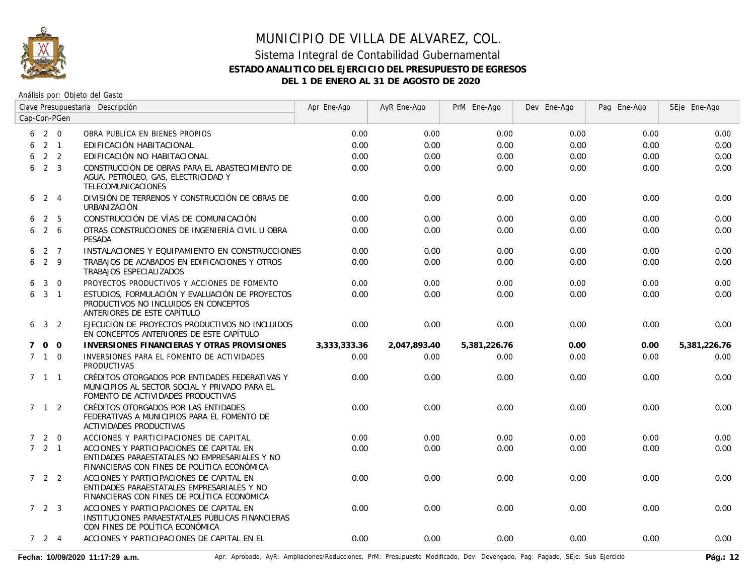# MUNICIPIO DE VILLA DE ALVAREZ, COL.

## Sistema Integral de Contabilidad Gubernamental

### ESTADO ANALITICO DEL EJERCICIO DEL PRESUPUESTO DE EGRESOS

### DEL 1 DE ENERO AL 31 DE AGOSTO DE 2020

Análisis por: Objeto del Gasto

| Clave Presupuestaria Cap-Con-PGen | Descripción | Apr Ene-Ago | AyR Ene-Ago | PrM Ene-Ago | Dev Ene-Ago | Pag Ene-Ago | SEje Ene-Ago |
|---|---|---|---|---|---|---|---|
| 6 2 0 | OBRA PUBLICA EN BIENES PROPIOS | 0.00 | 0.00 | 0.00 | 0.00 | 0.00 | 0.00 |
| 6 2 1 | EDIFICACIÓN HABITACIONAL | 0.00 | 0.00 | 0.00 | 0.00 | 0.00 | 0.00 |
| 6 2 2 | EDIFICACIÓN NO HABITACIONAL | 0.00 | 0.00 | 0.00 | 0.00 | 0.00 | 0.00 |
| 6 2 3 | CONSTRUCCIÓN DE OBRAS PARA EL ABASTECIMIENTO DE AGUA, PETRÓLEO, GAS, ELECTRICIDAD Y TELECOMUNICACIONES | 0.00 | 0.00 | 0.00 | 0.00 | 0.00 | 0.00 |
| 6 2 4 | DIVISIÓN DE TERRENOS Y CONSTRUCCIÓN DE OBRAS DE URBANIZACIÓN | 0.00 | 0.00 | 0.00 | 0.00 | 0.00 | 0.00 |
| 6 2 5 | CONSTRUCCIÓN DE VÍAS DE COMUNICACIÓN | 0.00 | 0.00 | 0.00 | 0.00 | 0.00 | 0.00 |
| 6 2 6 | OTRAS CONSTRUCCIONES DE INGENIERÍA CIVIL U OBRA PESADA | 0.00 | 0.00 | 0.00 | 0.00 | 0.00 | 0.00 |
| 6 2 7 | INSTALACIONES Y EQUIPAMIENTO EN CONSTRUCCIONES | 0.00 | 0.00 | 0.00 | 0.00 | 0.00 | 0.00 |
| 6 2 9 | TRABAJOS DE ACABADOS EN EDIFICACIONES Y OTROS TRABAJOS ESPECIALIZADOS | 0.00 | 0.00 | 0.00 | 0.00 | 0.00 | 0.00 |
| 6 3 0 | PROYECTOS PRODUCTIVOS Y ACCIONES DE FOMENTO | 0.00 | 0.00 | 0.00 | 0.00 | 0.00 | 0.00 |
| 6 3 1 | ESTUDIOS, FORMULACIÓN Y EVALUACIÓN DE PROYECTOS PRODUCTIVOS NO INCLUIDOS EN CONCEPTOS ANTERIORES DE ESTE CAPÍTULO | 0.00 | 0.00 | 0.00 | 0.00 | 0.00 | 0.00 |
| 6 3 2 | EJECUCIÓN DE PROYECTOS PRODUCTIVOS NO INCLUIDOS EN CONCEPTOS ANTERIORES DE ESTE CAPÍTULO | 0.00 | 0.00 | 0.00 | 0.00 | 0.00 | 0.00 |
| **7 0 0** | **INVERSIONES FINANCIERAS Y OTRAS PROVISIONES** | **3,333,333.36** | **2,047,893.40** | **5,381,226.76** | **0.00** | **0.00** | **5,381,226.76** |
| 7 1 0 | INVERSIONES PARA EL FOMENTO DE ACTIVIDADES PRODUCTIVAS | 0.00 | 0.00 | 0.00 | 0.00 | 0.00 | 0.00 |
| 7 1 1 | CRÉDITOS OTORGADOS POR ENTIDADES FEDERATIVAS Y MUNICIPIOS AL SECTOR SOCIAL Y PRIVADO PARA EL FOMENTO DE ACTIVIDADES PRODUCTIVAS | 0.00 | 0.00 | 0.00 | 0.00 | 0.00 | 0.00 |
| 7 1 2 | CRÉDITOS OTORGADOS POR LAS ENTIDADES FEDERATIVAS A MUNICIPIOS PARA EL FOMENTO DE ACTIVIDADES PRODUCTIVAS | 0.00 | 0.00 | 0.00 | 0.00 | 0.00 | 0.00 |
| 7 2 0 | ACCIONES Y PARTICIPACIONES DE CAPITAL | 0.00 | 0.00 | 0.00 | 0.00 | 0.00 | 0.00 |
| 7 2 1 | ACCIONES Y PARTICIPACIONES DE CAPITAL EN ENTIDADES PARAESTATALES NO EMPRESARIALES Y NO FINANCIERAS CON FINES DE POLÍTICA ECONÓMICA | 0.00 | 0.00 | 0.00 | 0.00 | 0.00 | 0.00 |
| 7 2 2 | ACCIONES Y PARTICIPACIONES DE CAPITAL EN ENTIDADES PARAESTATALES EMPRESARIALES Y NO FINANCIERAS CON FINES DE POLÍTICA ECONÓMICA | 0.00 | 0.00 | 0.00 | 0.00 | 0.00 | 0.00 |
| 7 2 3 | ACCIONES Y PARTICIPACIONES DE CAPITAL EN INSTITUCIONES PARAESTATALES PÚBLICAS FINANCIERAS CON FINES DE POLÍTICA ECONÓMICA | 0.00 | 0.00 | 0.00 | 0.00 | 0.00 | 0.00 |
| 7 2 4 | ACCIONES Y PARTICIPACIONES DE CAPITAL EN EL | 0.00 | 0.00 | 0.00 | 0.00 | 0.00 | 0.00 |

Fecha: 10/09/2020 11:17:29 a.m.

Apr: Aprobado, AyR: Ampliaciones/Reducciones, PrM: Presupuesto Modificado, Dev: Devengado, Pag: Pagado, SEje: Sub Ejercicio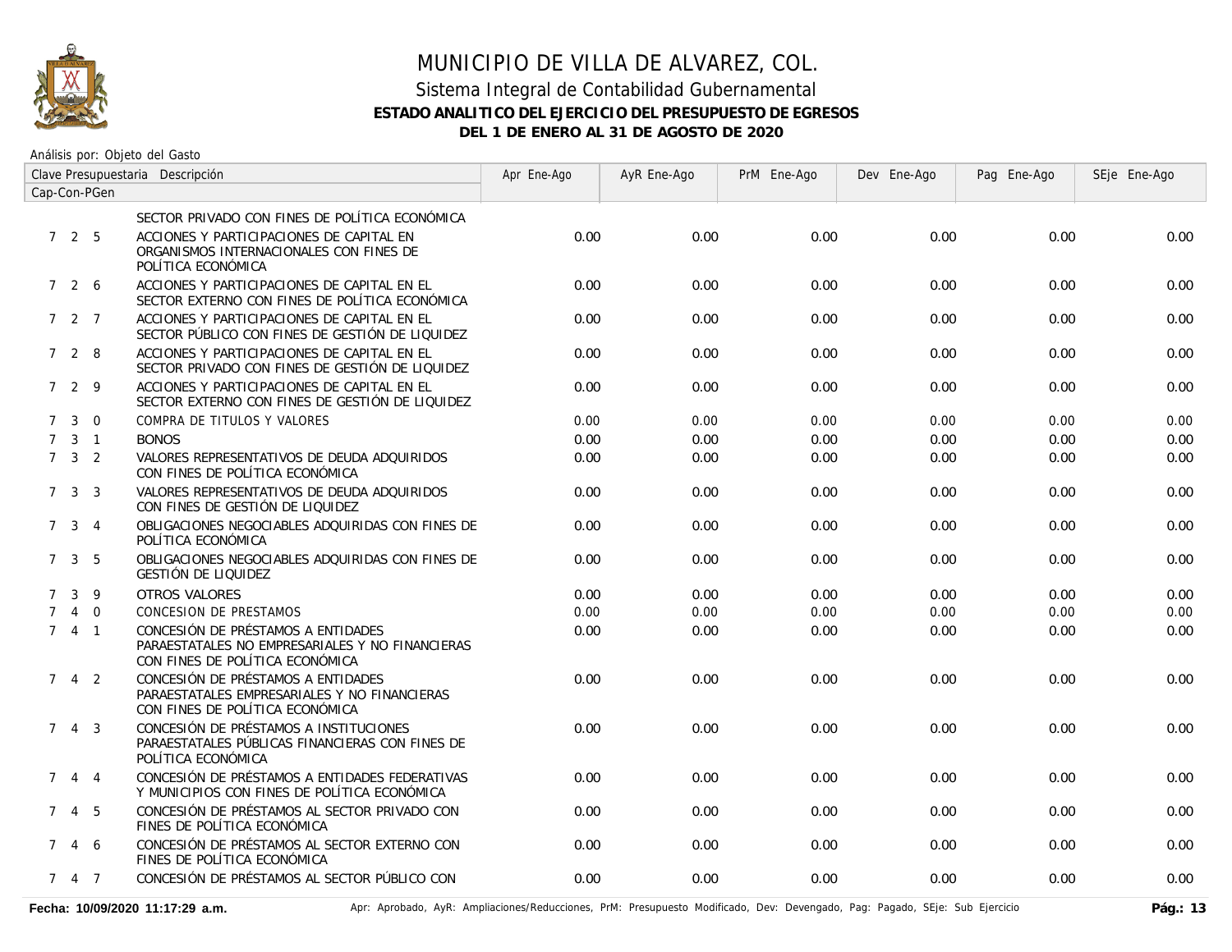# MUNICIPIO DE VILLA DE ALVAREZ, COL.

## Sistema Integral de Contabilidad Gubernamental

### ESTADO ANALITICO DEL EJERCICIO DEL PRESUPUESTO DE EGRESOS

### DEL 1 DE ENERO AL 31 DE AGOSTO DE 2020

Análisis por: Objeto del Gasto

| Clave Presupuestaria Cap-Con-PGen | Descripción | Apr Ene-Ago | AyR Ene-Ago | PrM Ene-Ago | Dev Ene-Ago | Pag Ene-Ago | SEje Ene-Ago |
|---|---|---|---|---|---|---|---|
| | SECTOR PRIVADO CON FINES DE POLÍTICA ECONÓMICA | | | | | | |
| 7 2 5 | ACCIONES Y PARTICIPACIONES DE CAPITAL EN ORGANISMOS INTERNACIONALES CON FINES DE POLÍTICA ECONÓMICA | 0.00 | 0.00 | 0.00 | 0.00 | 0.00 | 0.00 |
| 7 2 6 | ACCIONES Y PARTICIPACIONES DE CAPITAL EN EL SECTOR EXTERNO CON FINES DE POLÍTICA ECONÓMICA | 0.00 | 0.00 | 0.00 | 0.00 | 0.00 | 0.00 |
| 7 2 7 | ACCIONES Y PARTICIPACIONES DE CAPITAL EN EL SECTOR PÚBLICO CON FINES DE GESTIÓN DE LIQUIDEZ | 0.00 | 0.00 | 0.00 | 0.00 | 0.00 | 0.00 |
| 7 2 8 | ACCIONES Y PARTICIPACIONES DE CAPITAL EN EL SECTOR PRIVADO CON FINES DE GESTIÓN DE LIQUIDEZ | 0.00 | 0.00 | 0.00 | 0.00 | 0.00 | 0.00 |
| 7 2 9 | ACCIONES Y PARTICIPACIONES DE CAPITAL EN EL SECTOR EXTERNO CON FINES DE GESTIÓN DE LIQUIDEZ | 0.00 | 0.00 | 0.00 | 0.00 | 0.00 | 0.00 |
| 7 3 0 | COMPRA DE TITULOS Y VALORES | 0.00 | 0.00 | 0.00 | 0.00 | 0.00 | 0.00 |
| 7 3 1 | BONOS | 0.00 | 0.00 | 0.00 | 0.00 | 0.00 | 0.00 |
| 7 3 2 | VALORES REPRESENTATIVOS DE DEUDA ADQUIRIDOS CON FINES DE POLÍTICA ECONÓMICA | 0.00 | 0.00 | 0.00 | 0.00 | 0.00 | 0.00 |
| 7 3 3 | VALORES REPRESENTATIVOS DE DEUDA ADQUIRIDOS CON FINES DE GESTIÓN DE LIQUIDEZ | 0.00 | 0.00 | 0.00 | 0.00 | 0.00 | 0.00 |
| 7 3 4 | OBLIGACIONES NEGOCIABLES ADQUIRIDAS CON FINES DE POLÍTICA ECONÓMICA | 0.00 | 0.00 | 0.00 | 0.00 | 0.00 | 0.00 |
| 7 3 5 | OBLIGACIONES NEGOCIABLES ADQUIRIDAS CON FINES DE GESTIÓN DE LIQUIDEZ | 0.00 | 0.00 | 0.00 | 0.00 | 0.00 | 0.00 |
| 7 3 9 | OTROS VALORES | 0.00 | 0.00 | 0.00 | 0.00 | 0.00 | 0.00 |
| 7 4 0 | CONCESION DE PRESTAMOS | 0.00 | 0.00 | 0.00 | 0.00 | 0.00 | 0.00 |
| 7 4 1 | CONCESIÓN DE PRÉSTAMOS A ENTIDADES PARAESTATALES NO EMPRESARIALES Y NO FINANCIERAS CON FINES DE POLÍTICA ECONÓMICA | 0.00 | 0.00 | 0.00 | 0.00 | 0.00 | 0.00 |
| 7 4 2 | CONCESIÓN DE PRÉSTAMOS A ENTIDADES PARAESTATALES EMPRESARIALES Y NO FINANCIERAS CON FINES DE POLÍTICA ECONÓMICA | 0.00 | 0.00 | 0.00 | 0.00 | 0.00 | 0.00 |
| 7 4 3 | CONCESIÓN DE PRÉSTAMOS A INSTITUCIONES PARAESTATALES PÚBLICAS FINANCIERAS CON FINES DE POLÍTICA ECONÓMICA | 0.00 | 0.00 | 0.00 | 0.00 | 0.00 | 0.00 |
| 7 4 4 | CONCESIÓN DE PRÉSTAMOS A ENTIDADES FEDERATIVAS Y MUNICIPIOS CON FINES DE POLÍTICA ECONÓMICA | 0.00 | 0.00 | 0.00 | 0.00 | 0.00 | 0.00 |
| 7 4 5 | CONCESIÓN DE PRÉSTAMOS AL SECTOR PRIVADO CON FINES DE POLÍTICA ECONÓMICA | 0.00 | 0.00 | 0.00 | 0.00 | 0.00 | 0.00 |
| 7 4 6 | CONCESIÓN DE PRÉSTAMOS AL SECTOR EXTERNO CON FINES DE POLÍTICA ECONÓMICA | 0.00 | 0.00 | 0.00 | 0.00 | 0.00 | 0.00 |
| 7 4 7 | CONCESIÓN DE PRÉSTAMOS AL SECTOR PÚBLICO CON | 0.00 | 0.00 | 0.00 | 0.00 | 0.00 | 0.00 |

**Fecha: 10/09/2020 11:17:29 a.m.**

Apr: Aprobado, AyR: Ampliaciones/Reducciones, PrM: Presupuesto Modificado, Dev: Devengado, Pag: Pagado, SEje: Sub Ejercicio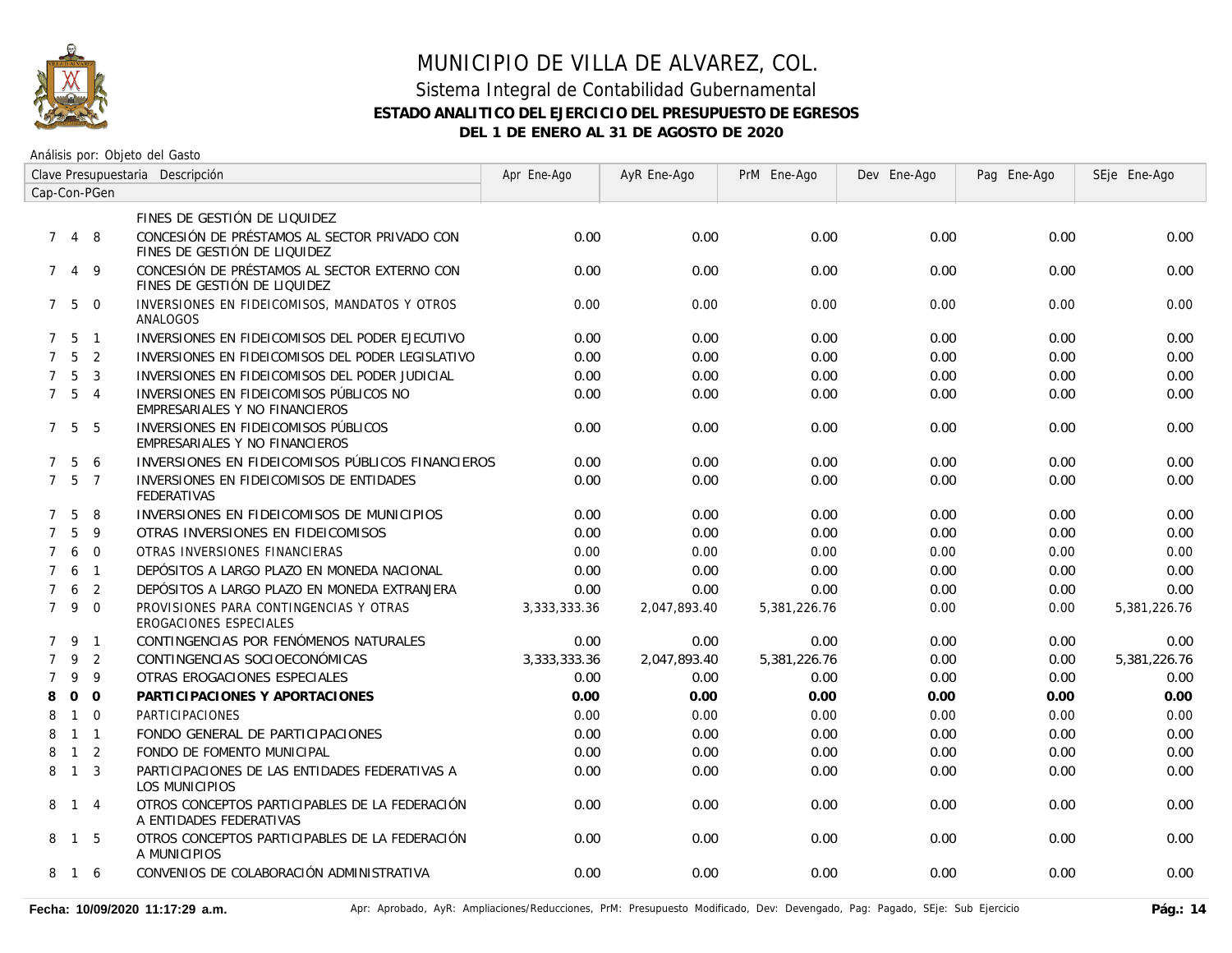# MUNICIPIO DE VILLA DE ALVAREZ, COL.

## Sistema Integral de Contabilidad Gubernamental

### ESTADO ANALITICO DEL EJERCICIO DEL PRESUPUESTO DE EGRESOS

### DEL 1 DE ENERO AL 31 DE AGOSTO DE 2020

Análisis por: Objeto del Gasto

| Clave Presupuestaria Cap-Con-PGen | Descripción | Apr Ene-Ago | AyR Ene-Ago | PrM Ene-Ago | Dev Ene-Ago | Pag Ene-Ago | SEje Ene-Ago |
|---|---|---|---|---|---|---|---|
| | FINES DE GESTIÓN DE LIQUIDEZ | | | | | | |
| 7 4 8 | CONCESIÓN DE PRÉSTAMOS AL SECTOR PRIVADO CON FINES DE GESTIÓN DE LIQUIDEZ | 0.00 | 0.00 | 0.00 | 0.00 | 0.00 | 0.00 |
| 7 4 9 | CONCESIÓN DE PRÉSTAMOS AL SECTOR EXTERNO CON FINES DE GESTIÓN DE LIQUIDEZ | 0.00 | 0.00 | 0.00 | 0.00 | 0.00 | 0.00 |
| 7 5 0 | INVERSIONES EN FIDEICOMISOS, MANDATOS Y OTROS ANALOGOS | 0.00 | 0.00 | 0.00 | 0.00 | 0.00 | 0.00 |
| 7 5 1 | INVERSIONES EN FIDEICOMISOS DEL PODER EJECUTIVO | 0.00 | 0.00 | 0.00 | 0.00 | 0.00 | 0.00 |
| 7 5 2 | INVERSIONES EN FIDEICOMISOS DEL PODER LEGISLATIVO | 0.00 | 0.00 | 0.00 | 0.00 | 0.00 | 0.00 |
| 7 5 3 | INVERSIONES EN FIDEICOMISOS DEL PODER JUDICIAL | 0.00 | 0.00 | 0.00 | 0.00 | 0.00 | 0.00 |
| 7 5 4 | INVERSIONES EN FIDEICOMISOS PÚBLICOS NO EMPRESARIALES Y NO FINANCIEROS | 0.00 | 0.00 | 0.00 | 0.00 | 0.00 | 0.00 |
| 7 5 5 | INVERSIONES EN FIDEICOMISOS PÚBLICOS EMPRESARIALES Y NO FINANCIEROS | 0.00 | 0.00 | 0.00 | 0.00 | 0.00 | 0.00 |
| 7 5 6 | INVERSIONES EN FIDEICOMISOS PÚBLICOS FINANCIEROS | 0.00 | 0.00 | 0.00 | 0.00 | 0.00 | 0.00 |
| 7 5 7 | INVERSIONES EN FIDEICOMISOS DE ENTIDADES FEDERATIVAS | 0.00 | 0.00 | 0.00 | 0.00 | 0.00 | 0.00 |
| 7 5 8 | INVERSIONES EN FIDEICOMISOS DE MUNICIPIOS | 0.00 | 0.00 | 0.00 | 0.00 | 0.00 | 0.00 |
| 7 5 9 | OTRAS INVERSIONES EN FIDEICOMISOS | 0.00 | 0.00 | 0.00 | 0.00 | 0.00 | 0.00 |
| 7 6 0 | OTRAS INVERSIONES FINANCIERAS | 0.00 | 0.00 | 0.00 | 0.00 | 0.00 | 0.00 |
| 7 6 1 | DEPÓSITOS A LARGO PLAZO EN MONEDA NACIONAL | 0.00 | 0.00 | 0.00 | 0.00 | 0.00 | 0.00 |
| 7 6 2 | DEPÓSITOS A LARGO PLAZO EN MONEDA EXTRANJERA | 0.00 | 0.00 | 0.00 | 0.00 | 0.00 | 0.00 |
| 7 9 0 | PROVISIONES PARA CONTINGENCIAS Y OTRAS EROGACIONES ESPECIALES | 3,333,333.36 | 2,047,893.40 | 5,381,226.76 | 0.00 | 0.00 | 5,381,226.76 |
| 7 9 1 | CONTINGENCIAS POR FENÓMENOS NATURALES | 0.00 | 0.00 | 0.00 | 0.00 | 0.00 | 0.00 |
| 7 9 2 | CONTINGENCIAS SOCIOECONÓMICAS | 3,333,333.36 | 2,047,893.40 | 5,381,226.76 | 0.00 | 0.00 | 5,381,226.76 |
| 7 9 9 | OTRAS EROGACIONES ESPECIALES | 0.00 | 0.00 | 0.00 | 0.00 | 0.00 | 0.00 |
| **8 0 0** | **PARTICIPACIONES Y APORTACIONES** | **0.00** | **0.00** | **0.00** | **0.00** | **0.00** | **0.00** |
| 8 1 0 | PARTICIPACIONES | 0.00 | 0.00 | 0.00 | 0.00 | 0.00 | 0.00 |
| 8 1 1 | FONDO GENERAL DE PARTICIPACIONES | 0.00 | 0.00 | 0.00 | 0.00 | 0.00 | 0.00 |
| 8 1 2 | FONDO DE FOMENTO MUNICIPAL | 0.00 | 0.00 | 0.00 | 0.00 | 0.00 | 0.00 |
| 8 1 3 | PARTICIPACIONES DE LAS ENTIDADES FEDERATIVAS A LOS MUNICIPIOS | 0.00 | 0.00 | 0.00 | 0.00 | 0.00 | 0.00 |
| 8 1 4 | OTROS CONCEPTOS PARTICIPABLES DE LA FEDERACIÓN A ENTIDADES FEDERATIVAS | 0.00 | 0.00 | 0.00 | 0.00 | 0.00 | 0.00 |
| 8 1 5 | OTROS CONCEPTOS PARTICIPABLES DE LA FEDERACIÓN A MUNICIPIOS | 0.00 | 0.00 | 0.00 | 0.00 | 0.00 | 0.00 |
| 8 1 6 | CONVENIOS DE COLABORACIÓN ADMINISTRATIVA | 0.00 | 0.00 | 0.00 | 0.00 | 0.00 | 0.00 |

**Fecha: 10/09/2020 11:17:29 a.m.** Apr: Aprobado, AyR: Ampliaciones/Reducciones, PrM: Presupuesto Modificado, Dev: Devengado, Pag: Pagado, SEje: Sub Ejercicio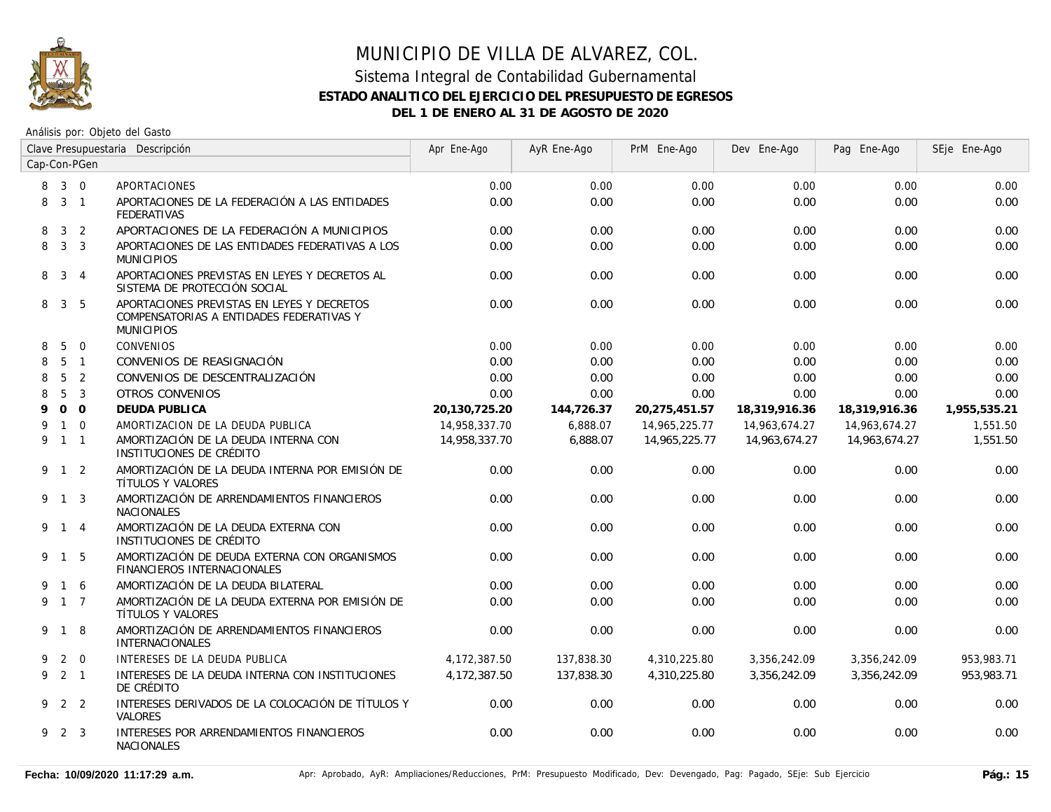# MUNICIPIO DE VILLA DE ALVAREZ, COL.

## Sistema Integral de Contabilidad Gubernamental

### ESTADO ANALITICO DEL EJERCICIO DEL PRESUPUESTO DE EGRESOS

### DEL 1 DE ENERO AL 31 DE AGOSTO DE 2020

Análisis por: Objeto del Gasto

| Clave Presupuestaria Cap-Con-PGen | Descripción | Apr Ene-Ago | AyR Ene-Ago | PrM Ene-Ago | Dev Ene-Ago | Pag Ene-Ago | SEje Ene-Ago |
|---|---|---|---|---|---|---|---|
| 8 3 0 | APORTACIONES | 0.00 | 0.00 | 0.00 | 0.00 | 0.00 | 0.00 |
| 8 3 1 | APORTACIONES DE LA FEDERACIÓN A LAS ENTIDADES FEDERATIVAS | 0.00 | 0.00 | 0.00 | 0.00 | 0.00 | 0.00 |
| 8 3 2 | APORTACIONES DE LA FEDERACIÓN A MUNICIPIOS | 0.00 | 0.00 | 0.00 | 0.00 | 0.00 | 0.00 |
| 8 3 3 | APORTACIONES DE LAS ENTIDADES FEDERATIVAS A LOS MUNICIPIOS | 0.00 | 0.00 | 0.00 | 0.00 | 0.00 | 0.00 |
| 8 3 4 | APORTACIONES PREVISTAS EN LEYES Y DECRETOS AL SISTEMA DE PROTECCIÓN SOCIAL | 0.00 | 0.00 | 0.00 | 0.00 | 0.00 | 0.00 |
| 8 3 5 | APORTACIONES PREVISTAS EN LEYES Y DECRETOS COMPENSATORIAS A ENTIDADES FEDERATIVAS Y MUNICIPIOS | 0.00 | 0.00 | 0.00 | 0.00 | 0.00 | 0.00 |
| 8 5 0 | CONVENIOS | 0.00 | 0.00 | 0.00 | 0.00 | 0.00 | 0.00 |
| 8 5 1 | CONVENIOS DE REASIGNACIÓN | 0.00 | 0.00 | 0.00 | 0.00 | 0.00 | 0.00 |
| 8 5 2 | CONVENIOS DE DESCENTRALIZACIÓN | 0.00 | 0.00 | 0.00 | 0.00 | 0.00 | 0.00 |
| 8 5 3 | OTROS CONVENIOS | 0.00 | 0.00 | 0.00 | 0.00 | 0.00 | 0.00 |
| **9 0 0** | **DEUDA PUBLICA** | **20,130,725.20** | **144,726.37** | **20,275,451.57** | **18,319,916.36** | **18,319,916.36** | **1,955,535.21** |
| 9 1 0 | AMORTIZACION DE LA DEUDA PUBLICA | 14,958,337.70 | 6,888.07 | 14,965,225.77 | 14,963,674.27 | 14,963,674.27 | 1,551.50 |
| 9 1 1 | AMORTIZACIÓN DE LA DEUDA INTERNA CON INSTITUCIONES DE CRÉDITO | 14,958,337.70 | 6,888.07 | 14,965,225.77 | 14,963,674.27 | 14,963,674.27 | 1,551.50 |
| 9 1 2 | AMORTIZACIÓN DE LA DEUDA INTERNA POR EMISIÓN DE TÍTULOS Y VALORES | 0.00 | 0.00 | 0.00 | 0.00 | 0.00 | 0.00 |
| 9 1 3 | AMORTIZACIÓN DE ARRENDAMIENTOS FINANCIEROS NACIONALES | 0.00 | 0.00 | 0.00 | 0.00 | 0.00 | 0.00 |
| 9 1 4 | AMORTIZACIÓN DE LA DEUDA EXTERNA CON INSTITUCIONES DE CRÉDITO | 0.00 | 0.00 | 0.00 | 0.00 | 0.00 | 0.00 |
| 9 1 5 | AMORTIZACIÓN DE DEUDA EXTERNA CON ORGANISMOS FINANCIEROS INTERNACIONALES | 0.00 | 0.00 | 0.00 | 0.00 | 0.00 | 0.00 |
| 9 1 6 | AMORTIZACIÓN DE LA DEUDA BILATERAL | 0.00 | 0.00 | 0.00 | 0.00 | 0.00 | 0.00 |
| 9 1 7 | AMORTIZACIÓN DE LA DEUDA EXTERNA POR EMISIÓN DE TÍTULOS Y VALORES | 0.00 | 0.00 | 0.00 | 0.00 | 0.00 | 0.00 |
| 9 1 8 | AMORTIZACIÓN DE ARRENDAMIENTOS FINANCIEROS INTERNACIONALES | 0.00 | 0.00 | 0.00 | 0.00 | 0.00 | 0.00 |
| 9 2 0 | INTERESES DE LA DEUDA PUBLICA | 4,172,387.50 | 137,838.30 | 4,310,225.80 | 3,356,242.09 | 3,356,242.09 | 953,983.71 |
| 9 2 1 | INTERESES DE LA DEUDA INTERNA CON INSTITUCIONES DE CRÉDITO | 4,172,387.50 | 137,838.30 | 4,310,225.80 | 3,356,242.09 | 3,356,242.09 | 953,983.71 |
| 9 2 2 | INTERESES DERIVADOS DE LA COLOCACIÓN DE TÍTULOS Y VALORES | 0.00 | 0.00 | 0.00 | 0.00 | 0.00 | 0.00 |
| 9 2 3 | INTERESES POR ARRENDAMIENTOS FINANCIEROS NACIONALES | 0.00 | 0.00 | 0.00 | 0.00 | 0.00 | 0.00 |

Fecha: 10/09/2020 11:17:29 a.m.

Apr: Aprobado, AyR: Ampliaciones/Reducciones, PrM: Presupuesto Modificado, Dev: Devengado, Pag: Pagado, SEje: Sub Ejercicio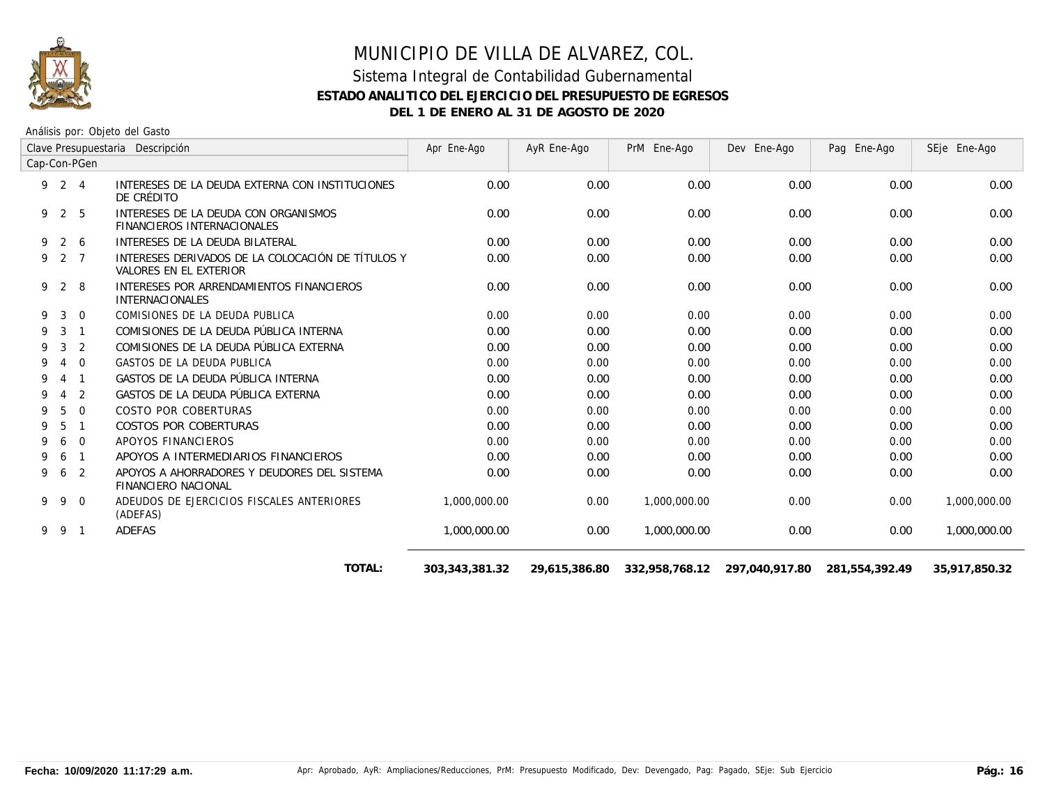# MUNICIPIO DE VILLA DE ALVAREZ, COL.

## Sistema Integral de Contabilidad Gubernamental

### ESTADO ANALITICO DEL EJERCICIO DEL PRESUPUESTO DE EGRESOS

### DEL 1 DE ENERO AL 31 DE AGOSTO DE 2020

Análisis por: Objeto del Gasto

| Clave Presupuestaria Cap-Con-PGen | Descripción | Apr Ene-Ago | AyR Ene-Ago | PrM Ene-Ago | Dev Ene-Ago | Pag Ene-Ago | SEje Ene-Ago |
|---|---|---|---|---|---|---|---|
| 9 2 4 | INTERESES DE LA DEUDA EXTERNA CON INSTITUCIONES DE CRÉDITO | 0.00 | 0.00 | 0.00 | 0.00 | 0.00 | 0.00 |
| 9 2 5 | INTERESES DE LA DEUDA CON ORGANISMOS FINANCIEROS INTERNACIONALES | 0.00 | 0.00 | 0.00 | 0.00 | 0.00 | 0.00 |
| 9 2 6 | INTERESES DE LA DEUDA BILATERAL | 0.00 | 0.00 | 0.00 | 0.00 | 0.00 | 0.00 |
| 9 2 7 | INTERESES DERIVADOS DE LA COLOCACIÓN DE TÍTULOS Y VALORES EN EL EXTERIOR | 0.00 | 0.00 | 0.00 | 0.00 | 0.00 | 0.00 |
| 9 2 8 | INTERESES POR ARRENDAMIENTOS FINANCIEROS INTERNACIONALES | 0.00 | 0.00 | 0.00 | 0.00 | 0.00 | 0.00 |
| 9 3 0 | COMISIONES DE LA DEUDA PUBLICA | 0.00 | 0.00 | 0.00 | 0.00 | 0.00 | 0.00 |
| 9 3 1 | COMISIONES DE LA DEUDA PÚBLICA INTERNA | 0.00 | 0.00 | 0.00 | 0.00 | 0.00 | 0.00 |
| 9 3 2 | COMISIONES DE LA DEUDA PÚBLICA EXTERNA | 0.00 | 0.00 | 0.00 | 0.00 | 0.00 | 0.00 |
| 9 4 0 | GASTOS DE LA DEUDA PUBLICA | 0.00 | 0.00 | 0.00 | 0.00 | 0.00 | 0.00 |
| 9 4 1 | GASTOS DE LA DEUDA PÚBLICA INTERNA | 0.00 | 0.00 | 0.00 | 0.00 | 0.00 | 0.00 |
| 9 4 2 | GASTOS DE LA DEUDA PÚBLICA EXTERNA | 0.00 | 0.00 | 0.00 | 0.00 | 0.00 | 0.00 |
| 9 5 0 | COSTO POR COBERTURAS | 0.00 | 0.00 | 0.00 | 0.00 | 0.00 | 0.00 |
| 9 5 1 | COSTOS POR COBERTURAS | 0.00 | 0.00 | 0.00 | 0.00 | 0.00 | 0.00 |
| 9 6 0 | APOYOS FINANCIEROS | 0.00 | 0.00 | 0.00 | 0.00 | 0.00 | 0.00 |
| 9 6 1 | APOYOS A INTERMEDIARIOS FINANCIEROS | 0.00 | 0.00 | 0.00 | 0.00 | 0.00 | 0.00 |
| 9 6 2 | APOYOS A AHORRADORES Y DEUDORES DEL SISTEMA FINANCIERO NACIONAL | 0.00 | 0.00 | 0.00 | 0.00 | 0.00 | 0.00 |
| 9 9 0 | ADEUDOS DE EJERCICIOS FISCALES ANTERIORES (ADEFAS) | 1,000,000.00 | 0.00 | 1,000,000.00 | 0.00 | 0.00 | 1,000,000.00 |
| 9 9 1 | ADEFAS | 1,000,000.00 | 0.00 | 1,000,000.00 | 0.00 | 0.00 | 1,000,000.00 |
| | **TOTAL:** | **303,343,381.32** | **29,615,386.80** | **332,958,768.12** | **297,040,917.80** | **281,554,392.49** | **35,917,850.32** |

**Fecha: 10/09/2020 11:17:29 a.m.** Apr: Aprobado, AyR: Ampliaciones/Reducciones, PrM: Presupuesto Modificado, Dev: Devengado, Pag: Pagado, SEje: Sub Ejercicio